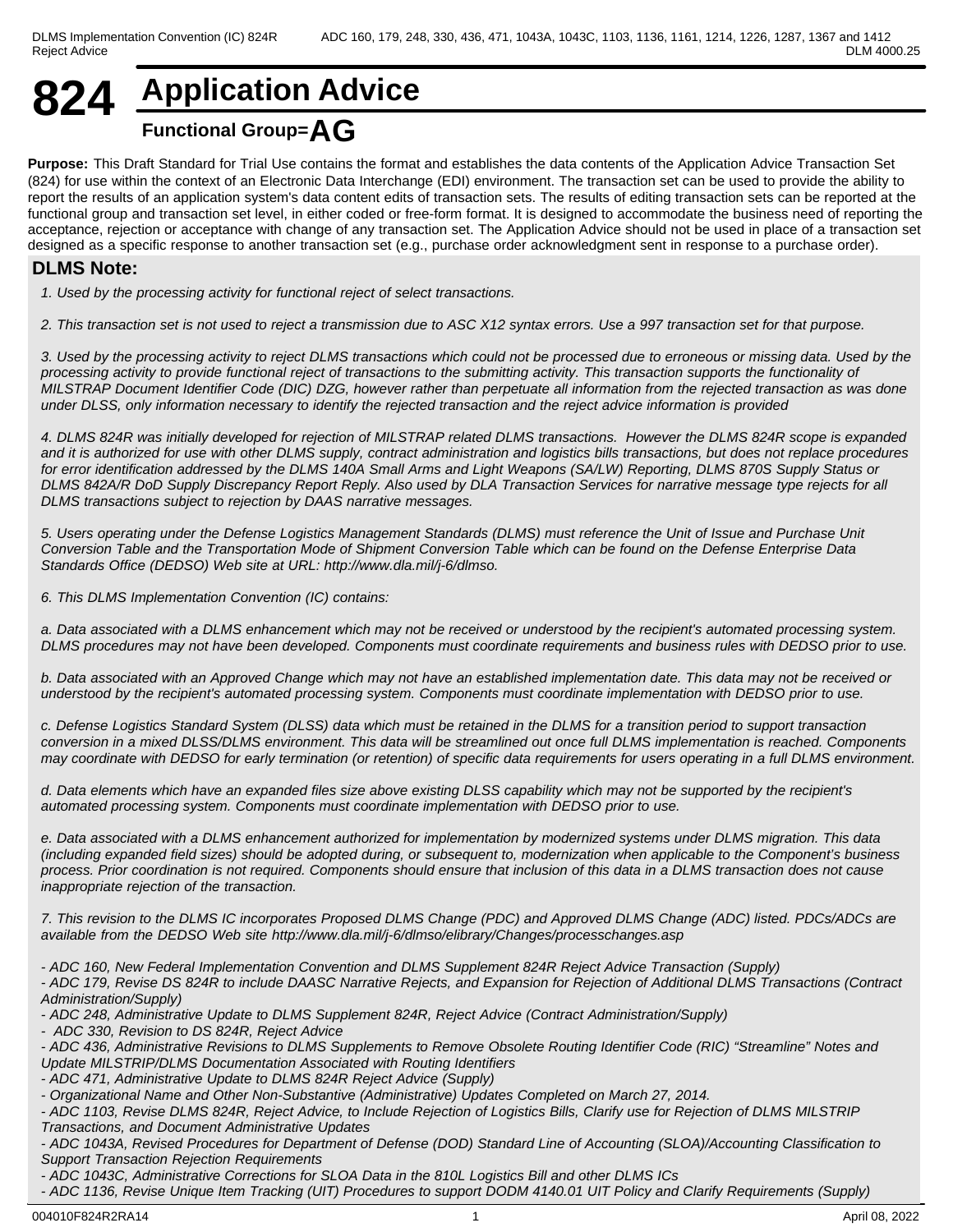# 824 Application Advice

**Functional Group=AG**

**Purpose:** This Draft Standard for Trial Use contains the format and establishes the data contents of the Application Advice Transaction Set (824) for use within the context of an Electronic Data Interchange (EDI) environment. The transaction set can be used to provide the ability to report the results of an application system's data content edits of transaction sets. The results of editing transaction sets can be reported at the functional group and transaction set level, in either coded or free-form format. It is designed to accommodate the business need of reporting the acceptance, rejection or acceptance with change of any transaction set. The Application Advice should not be used in place of a transaction set designed as a specific response to another transaction set (e.g., purchase order acknowledgment sent in response to a purchase order).

## DLMS Note:

*1. Used by the processing activity for functional reject of select transactions.*

*2. This transaction set is not used to reject a transmission due to ASC X12 syntax errors. Use a 997 transaction set for that purpose.*

*3. Used by the processing activity to reject DLMS transactions which could not be processed due to erroneous or missing data. Used by the processing activity to provide functional reject of transactions to the submitting activity. This transaction supports the functionality of MILSTRAP Document Identifier Code (DIC) DZG, however rather than perpetuate all information from the rejected transaction as was done under DLSS, only information necessary to identify the rejected transaction and the reject advice information is provided*

*4. DLMS 824R was initially developed for rejection of MILSTRAP related DLMS transactions. However the DLMS 824R scope is expanded and it is authorized for use with other DLMS supply, contract administration and logistics bills transactions, but does not replace procedures for error identification addressed by the DLMS 140A Small Arms and Light Weapons (SA/LW) Reporting, DLMS 870S Supply Status or DLMS 842A/R DoD Supply Discrepancy Report Reply. Also used by DLA Transaction Services for narrative message type rejects for all DLMS transactions subject to rejection by DAAS narrative messages.*

*5. Users operating under the Defense Logistics Management Standards (DLMS) must reference the Unit of Issue and Purchase Unit Conversion Table and the Transportation Mode of Shipment Conversion Table which can be found on the Defense Enterprise Data Standards Office (DEDSO) Web site at URL: http://www.dla.mil/j-6/dlmso.*

*6. This DLMS Implementation Convention (IC) contains:*

*a. Data associated with a DLMS enhancement which may not be received or understood by the recipient's automated processing system. DLMS procedures may not have been developed. Components must coordinate requirements and business rules with DEDSO prior to use.*

*b. Data associated with an Approved Change which may not have an established implementation date. This data may not be received or understood by the recipient's automated processing system. Components must coordinate implementation with DEDSO prior to use.*

*c. Defense Logistics Standard System (DLSS) data which must be retained in the DLMS for a transition period to support transaction conversion in a mixed DLSS/DLMS environment. This data will be streamlined out once full DLMS implementation is reached. Components may coordinate with DEDSO for early termination (or retention) of specific data requirements for users operating in a full DLMS environment.*

*d. Data elements which have an expanded files size above existing DLSS capability which may not be supported by the recipient's automated processing system. Components must coordinate implementation with DEDSO prior to use.*

*e. Data associated with a DLMS enhancement authorized for implementation by modernized systems under DLMS migration. This data (including expanded field sizes) should be adopted during, or subsequent to, modernization when applicable to the Component's business process. Prior coordination is not required. Components should ensure that inclusion of this data in a DLMS transaction does not cause inappropriate rejection of the transaction.*

*7. This revision to the DLMS IC incorporates Proposed DLMS Change (PDC) and Approved DLMS Change (ADC) listed. PDCs/ADCs are available from the DEDSO Web site http://www.dla.mil/j-6/dlmso/elibrary/Changes/processchanges.asp*

*- ADC 160, New Federal Implementation Convention and DLMS Supplement 824R Reject Advice Transaction (Supply)*
*- ADC 179, Revise DS 824R to include DAASC Narrative Rejects, and Expansion for Rejection of Additional DLMS Transactions (Contract Administration/Supply)*
*- ADC 248, Administrative Update to DLMS Supplement 824R, Reject Advice (Contract Administration/Supply)*
*- ADC 330, Revision to DS 824R, Reject Advice*
*- ADC 436, Administrative Revisions to DLMS Supplements to Remove Obsolete Routing Identifier Code (RIC) "Streamline" Notes and Update MILSTRIP/DLMS Documentation Associated with Routing Identifiers*
*- ADC 471, Administrative Update to DLMS 824R Reject Advice (Supply)*
*- Organizational Name and Other Non-Substantive (Administrative) Updates Completed on March 27, 2014.*
*- ADC 1103, Revise DLMS 824R, Reject Advice, to Include Rejection of Logistics Bills, Clarify use for Rejection of DLMS MILSTRIP Transactions, and Document Administrative Updates*
*- ADC 1043A, Revised Procedures for Department of Defense (DOD) Standard Line of Accounting (SLOA)/Accounting Classification to Support Transaction Rejection Requirements*
*- ADC 1043C, Administrative Corrections for SLOA Data in the 810L Logistics Bill and other DLMS ICs*
*- ADC 1136, Revise Unique Item Tracking (UIT) Procedures to support DODM 4140.01 UIT Policy and Clarify Requirements (Supply)*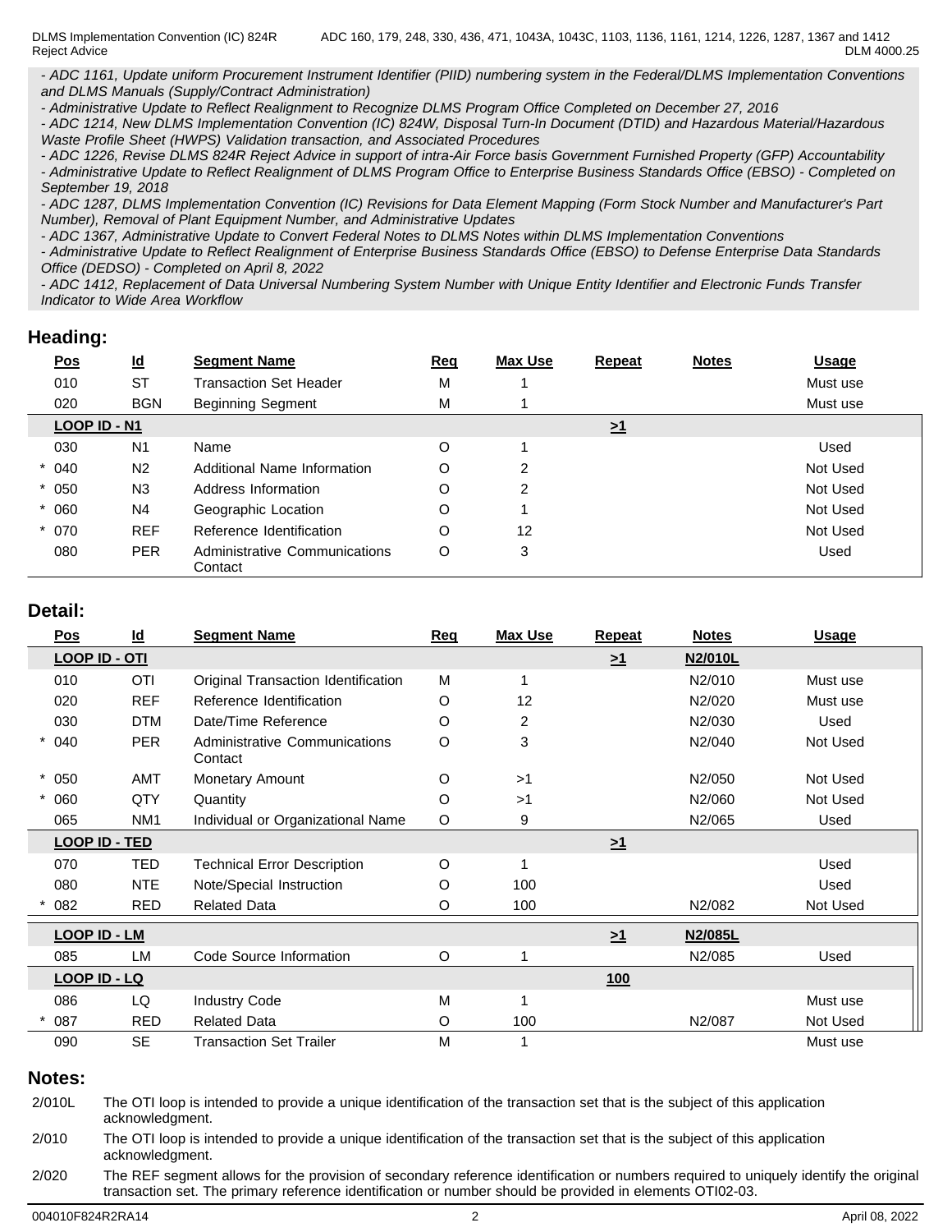- *ADC 1161, Update uniform Procurement Instrument Identifier (PIID) numbering system in the Federal/DLMS Implementation Conventions and DLMS Manuals (Supply/Contract Administration)*
- *Administrative Update to Reflect Realignment to Recognize DLMS Program Office Completed on December 27, 2016*
- *ADC 1214, New DLMS Implementation Convention (IC) 824W, Disposal Turn-In Document (DTID) and Hazardous Material/Hazardous Waste Profile Sheet (HWPS) Validation transaction, and Associated Procedures*
- *ADC 1226, Revise DLMS 824R Reject Advice in support of intra-Air Force basis Government Furnished Property (GFP) Accountability*
- *Administrative Update to Reflect Realignment of DLMS Program Office to Enterprise Business Standards Office (EBSO) - Completed on September 19, 2018*
- *ADC 1287, DLMS Implementation Convention (IC) Revisions for Data Element Mapping (Form Stock Number and Manufacturer's Part Number), Removal of Plant Equipment Number, and Administrative Updates*
- *ADC 1367, Administrative Update to Convert Federal Notes to DLMS Notes within DLMS Implementation Conventions*
- *Administrative Update to Reflect Realignment of Enterprise Business Standards Office (EBSO) to Defense Enterprise Data Standards Office (DEDSO) - Completed on April 8, 2022*
- *ADC 1412, Replacement of Data Universal Numbering System Number with Unique Entity Identifier and Electronic Funds Transfer Indicator to Wide Area Workflow*

## Heading:

| Pos | Id | Segment Name | Req | Max Use | Repeat | Notes | Usage |
|---|---|---|---|---|---|---|---|
| 010 | ST | Transaction Set Header | M | 1 | | | Must use |
| 020 | BGN | Beginning Segment | M | 1 | | | Must use |
| **LOOP ID - N1** | | | | | >1 | | |
| 030 | N1 | Name | O | 1 | | | Used |
| * 040 | N2 | Additional Name Information | O | 2 | | | Not Used |
| * 050 | N3 | Address Information | O | 2 | | | Not Used |
| * 060 | N4 | Geographic Location | O | 1 | | | Not Used |
| * 070 | REF | Reference Identification | O | 12 | | | Not Used |
| 080 | PER | Administrative Communications Contact | O | 3 | | | Used |

## Detail:

| Pos | Id | Segment Name | Req | Max Use | Repeat | Notes | Usage |
|---|---|---|---|---|---|---|---|
| **LOOP ID - OTI** | | | | | >1 | N2/010L | |
| 010 | OTI | Original Transaction Identification | M | 1 | | N2/010 | Must use |
| 020 | REF | Reference Identification | O | 12 | | N2/020 | Must use |
| 030 | DTM | Date/Time Reference | O | 2 | | N2/030 | Used |
| * 040 | PER | Administrative Communications Contact | O | 3 | | N2/040 | Not Used |
| * 050 | AMT | Monetary Amount | O | >1 | | N2/050 | Not Used |
| * 060 | QTY | Quantity | O | >1 | | N2/060 | Not Used |
| 065 | NM1 | Individual or Organizational Name | O | 9 | | N2/065 | Used |
| **LOOP ID - TED** | | | | | >1 | | |
| 070 | TED | Technical Error Description | O | 1 | | | Used |
| 080 | NTE | Note/Special Instruction | O | 100 | | | Used |
| * 082 | RED | Related Data | O | 100 | | N2/082 | Not Used |
| **LOOP ID - LM** | | | | | >1 | N2/085L | |
| 085 | LM | Code Source Information | O | 1 | | N2/085 | Used |
| **LOOP ID - LQ** | | | | | 100 | | |
| 086 | LQ | Industry Code | M | 1 | | | Must use |
| * 087 | RED | Related Data | O | 100 | | N2/087 | Not Used |
| 090 | SE | Transaction Set Trailer | M | 1 | | | Must use |

## Notes:

2/010L The OTI loop is intended to provide a unique identification of the transaction set that is the subject of this application acknowledgment.

2/010 The OTI loop is intended to provide a unique identification of the transaction set that is the subject of this application acknowledgment.

2/020 The REF segment allows for the provision of secondary reference identification or numbers required to uniquely identify the original transaction set. The primary reference identification or number should be provided in elements OTI02-03.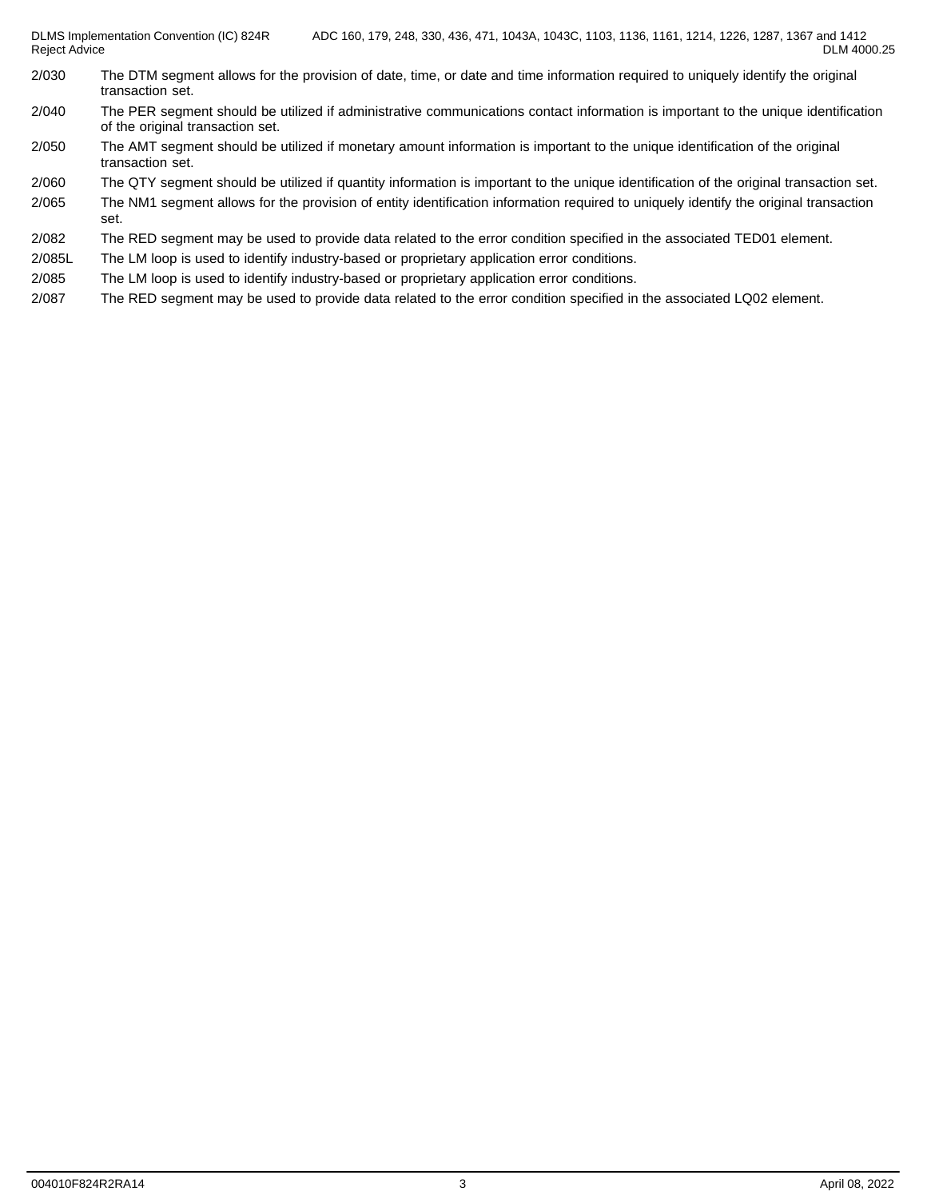| | |
|---|---|
| 2/030 | The DTM segment allows for the provision of date, time, or date and time information required to uniquely identify the original transaction set. |
| 2/040 | The PER segment should be utilized if administrative communications contact information is important to the unique identification of the original transaction set. |
| 2/050 | The AMT segment should be utilized if monetary amount information is important to the unique identification of the original transaction set. |
| 2/060 | The QTY segment should be utilized if quantity information is important to the unique identification of the original transaction set. |
| 2/065 | The NM1 segment allows for the provision of entity identification information required to uniquely identify the original transaction set. |
| 2/082 | The RED segment may be used to provide data related to the error condition specified in the associated TED01 element. |
| 2/085L | The LM loop is used to identify industry-based or proprietary application error conditions. |
| 2/085 | The LM loop is used to identify industry-based or proprietary application error conditions. |
| 2/087 | The RED segment may be used to provide data related to the error condition specified in the associated LQ02 element. |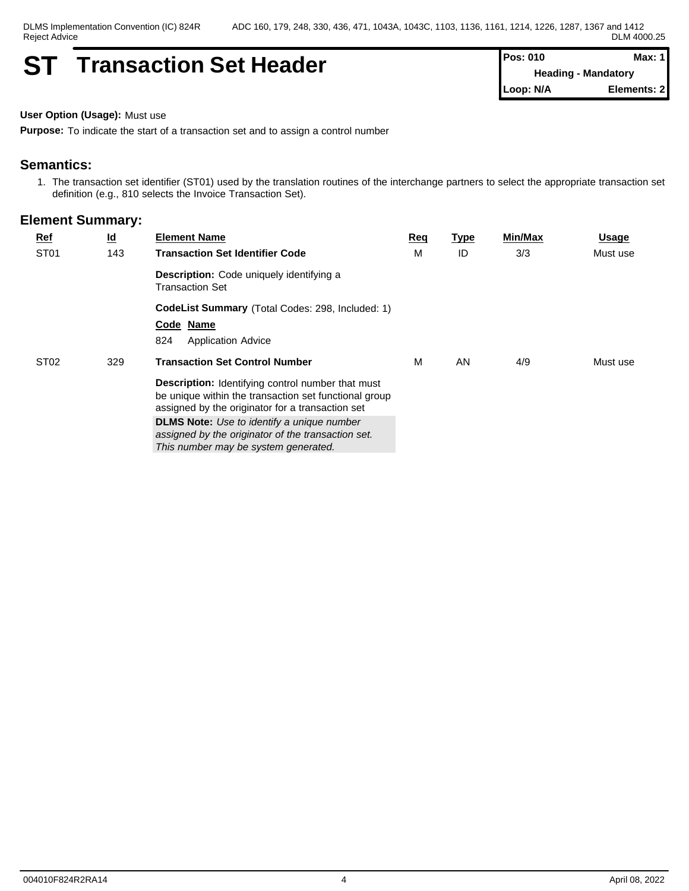# ST Transaction Set Header

| Pos: 010 | Max: 1 |
|---|---|
| Heading - Mandatory | |
| Loop: N/A | Elements: 2 |

**User Option (Usage):** Must use

**Purpose:** To indicate the start of a transaction set and to assign a control number

## Semantics:

1. The transaction set identifier (ST01) used by the translation routines of the interchange partners to select the appropriate transaction set definition (e.g., 810 selects the Invoice Transaction Set).

## Element Summary:

| Ref | Id | Element Name | Req | Type | Min/Max | Usage |
|---|---|---|---|---|---|---|
| ST01 | 143 | **Transaction Set Identifier Code**<br>**Description:** Code uniquely identifying a Transaction Set<br>**CodeList Summary** (Total Codes: 298, Included: 1)<br>**Code Name**<br>824 Application Advice | M | ID | 3/3 | Must use |
| ST02 | 329 | **Transaction Set Control Number**<br>**Description:** Identifying control number that must be unique within the transaction set functional group assigned by the originator for a transaction set<br>**DLMS Note:** *Use to identify a unique number assigned by the originator of the transaction set. This number may be system generated.* | M | AN | 4/9 | Must use |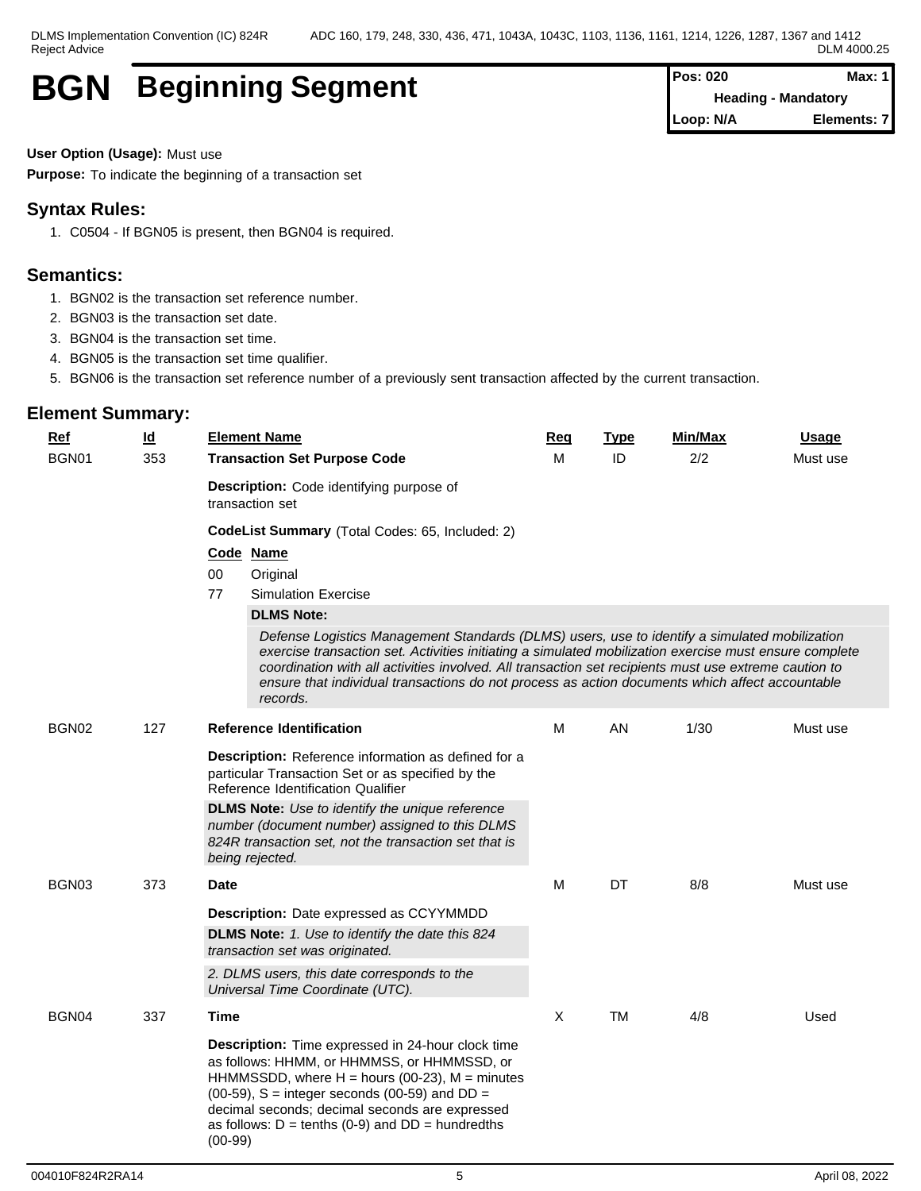# BGN Beginning Segment

| Pos: 020 | Max: 1 |
|---|---|
| Heading - Mandatory | |
| Loop: N/A | Elements: 7 |

**User Option (Usage):** Must use

**Purpose:** To indicate the beginning of a transaction set

## Syntax Rules:

1. C0504 - If BGN05 is present, then BGN04 is required.

## Semantics:

1. BGN02 is the transaction set reference number.
2. BGN03 is the transaction set date.
3. BGN04 is the transaction set time.
4. BGN05 is the transaction set time qualifier.
5. BGN06 is the transaction set reference number of a previously sent transaction affected by the current transaction.

## Element Summary:

| Ref | Id | Element Name | Req | Type | Min/Max | Usage |
|---|---|---|---|---|---|---|
| BGN01 | 353 | **Transaction Set Purpose Code** | M | ID | 2/2 | Must use |
| BGN02 | 127 | **Reference Identification** | M | AN | 1/30 | Must use |
| BGN03 | 373 | **Date** | M | DT | 8/8 | Must use |
| BGN04 | 337 | **Time** | X | TM | 4/8 | Used |

### BGN01 - Transaction Set Purpose Code

**Description:** Code identifying purpose of transaction set

**CodeList Summary** (Total Codes: 65, Included: 2)

| Code | Name |
|---|---|
| 00 | Original |
| 77 | Simulation Exercise |

**DLMS Note:**

*Defense Logistics Management Standards (DLMS) users, use to identify a simulated mobilization exercise transaction set. Activities initiating a simulated mobilization exercise must ensure complete coordination with all activities involved. All transaction set recipients must use extreme caution to ensure that individual transactions do not process as action documents which affect accountable records.*

### BGN02 - Reference Identification

**Description:** Reference information as defined for a particular Transaction Set or as specified by the Reference Identification Qualifier

**DLMS Note:** *Use to identify the unique reference number (document number) assigned to this DLMS 824R transaction set, not the transaction set that is being rejected.*

### BGN03 - Date

**Description:** Date expressed as CCYYMMDD

**DLMS Note:** *1. Use to identify the date this 824 transaction set was originated.*

*2. DLMS users, this date corresponds to the Universal Time Coordinate (UTC).*

### BGN04 - Time

**Description:** Time expressed in 24-hour clock time as follows: HHMM, or HHMMSS, or HHMMSSD, or HHMMSSDD, where H = hours (00-23), M = minutes (00-59), S = integer seconds (00-59) and DD = decimal seconds; decimal seconds are expressed as follows: D = tenths (0-9) and DD = hundredths (00-99)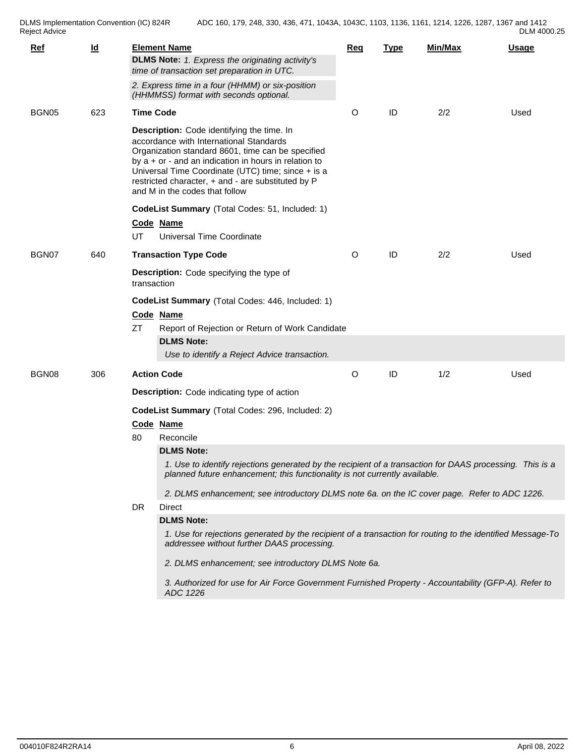| Ref | Id | Element Name | Req | Type | Min/Max | Usage |
|---|---|---|---|---|---|---|
| | | **DLMS Note:** *1. Express the originating activity's time of transaction set preparation in UTC.* | | | | |
| | | *2. Express time in a four (HHMM) or six-position (HHMMSS) format with seconds optional.* | | | | |
| BGN05 | 623 | **Time Code** | O | ID | 2/2 | Used |

**Description:** Code identifying the time. In accordance with International Standards Organization standard 8601, time can be specified by a + or - and an indication in hours in relation to Universal Time Coordinate (UTC) time; since + is a restricted character, + and - are substituted by P and M in the codes that follow

**CodeList Summary** (Total Codes: 51, Included: 1)

| Code | Name |
|---|---|
| UT | Universal Time Coordinate |

| Ref | Id | Element Name | Req | Type | Min/Max | Usage |
|---|---|---|---|---|---|---|
| BGN07 | 640 | **Transaction Type Code** | O | ID | 2/2 | Used |

**Description:** Code specifying the type of transaction

**CodeList Summary** (Total Codes: 446, Included: 1)

| Code | Name |
|---|---|
| ZT | Report of Rejection or Return of Work Candidate |

**DLMS Note:**

*Use to identify a Reject Advice transaction.*

| Ref | Id | Element Name | Req | Type | Min/Max | Usage |
|---|---|---|---|---|---|---|
| BGN08 | 306 | **Action Code** | O | ID | 1/2 | Used |

**Description:** Code indicating type of action

**CodeList Summary** (Total Codes: 296, Included: 2)

| Code | Name |
|---|---|
| 80 | Reconcile |

**DLMS Note:**

*1. Use to identify rejections generated by the recipient of a transaction for DAAS processing. This is a planned future enhancement; this functionality is not currently available.*

*2. DLMS enhancement; see introductory DLMS note 6a. on the IC cover page. Refer to ADC 1226.*

| Code | Name |
|---|---|
| DR | Direct |

**DLMS Note:**

*1. Use for rejections generated by the recipient of a transaction for routing to the identified Message-To addressee without further DAAS processing.*

*2. DLMS enhancement; see introductory DLMS Note 6a.*

*3. Authorized for use for Air Force Government Furnished Property - Accountability (GFP-A). Refer to ADC 1226*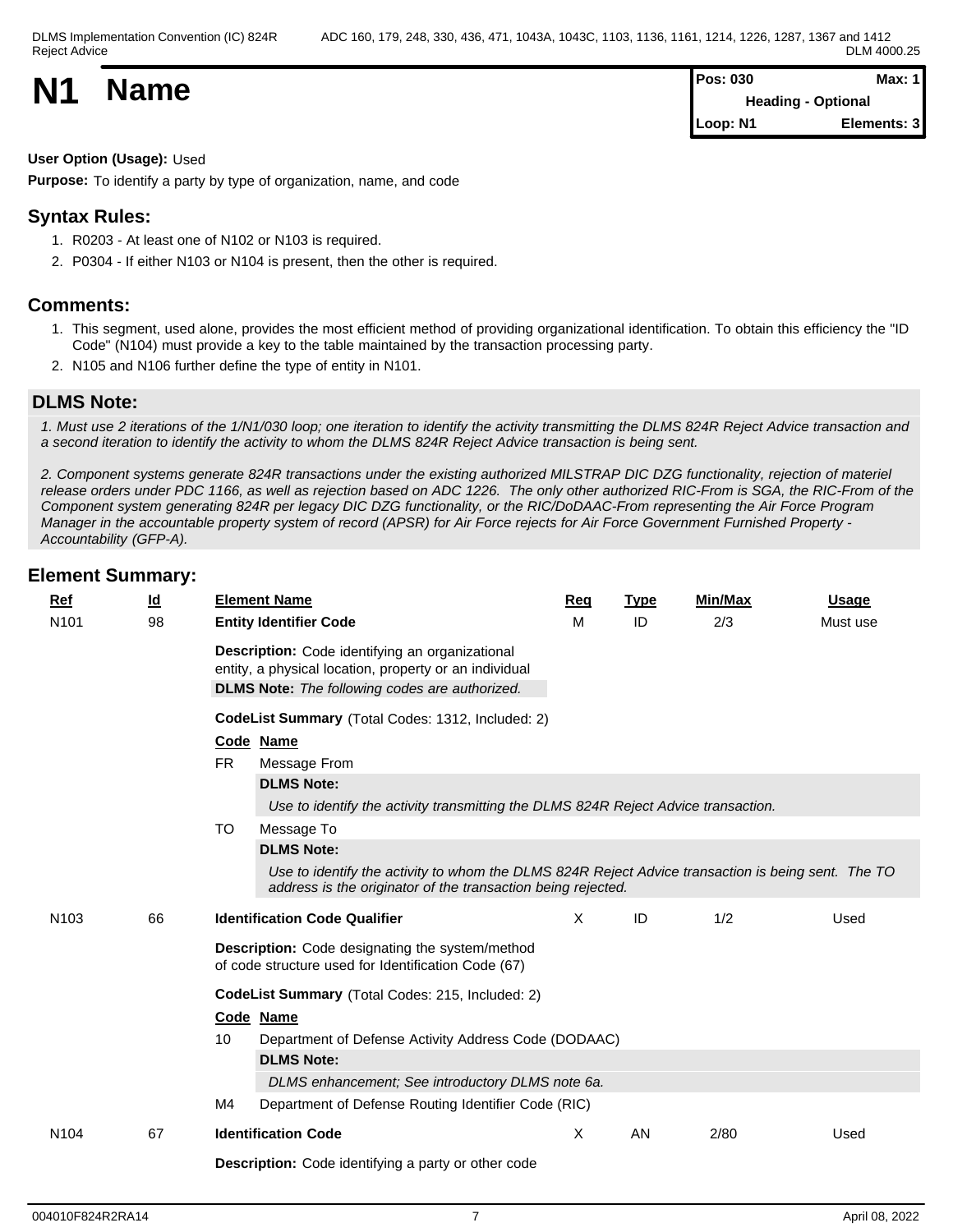# N1 Name

| Pos: 030 | Max: 1 |
|---|---|
| Heading - Optional | |
| Loop: N1 | Elements: 3 |

**User Option (Usage):** Used

**Purpose:** To identify a party by type of organization, name, and code

## Syntax Rules:

1. R0203 - At least one of N102 or N103 is required.
2. P0304 - If either N103 or N104 is present, then the other is required.

## Comments:

1. This segment, used alone, provides the most efficient method of providing organizational identification. To obtain this efficiency the "ID Code" (N104) must provide a key to the table maintained by the transaction processing party.
2. N105 and N106 further define the type of entity in N101.

## DLMS Note:

*1. Must use 2 iterations of the 1/N1/030 loop; one iteration to identify the activity transmitting the DLMS 824R Reject Advice transaction and a second iteration to identify the activity to whom the DLMS 824R Reject Advice transaction is being sent.*

*2. Component systems generate 824R transactions under the existing authorized MILSTRAP DIC DZG functionality, rejection of materiel release orders under PDC 1166, as well as rejection based on ADC 1226. The only other authorized RIC-From is SGA, the RIC-From of the Component system generating 824R per legacy DIC DZG functionality, or the RIC/DoDAAC-From representing the Air Force Program Manager in the accountable property system of record (APSR) for Air Force rejects for Air Force Government Furnished Property - Accountability (GFP-A).*

## Element Summary:

| Ref | Id | Element Name | Req | Type | Min/Max | Usage |
|---|---|---|---|---|---|---|
| N101 | 98 | **Entity Identifier Code** | M | ID | 2/3 | Must use |

**Description:** Code identifying an organizational entity, a physical location, property or an individual

**DLMS Note:** *The following codes are authorized.*

**CodeList Summary** (Total Codes: 1312, Included: 2)

| Code | Name |
|---|---|
| FR | Message From |

**DLMS Note:**

*Use to identify the activity transmitting the DLMS 824R Reject Advice transaction.*

| Code | Name |
|---|---|
| TO | Message To |

**DLMS Note:**

*Use to identify the activity to whom the DLMS 824R Reject Advice transaction is being sent. The TO address is the originator of the transaction being rejected.*

| Ref | Id | Element Name | Req | Type | Min/Max | Usage |
|---|---|---|---|---|---|---|
| N103 | 66 | **Identification Code Qualifier** | X | ID | 1/2 | Used |

**Description:** Code designating the system/method of code structure used for Identification Code (67)

**CodeList Summary** (Total Codes: 215, Included: 2)

| Code | Name |
|---|---|
| 10 | Department of Defense Activity Address Code (DODAAC) |

**DLMS Note:**

*DLMS enhancement; See introductory DLMS note 6a.*

| Code | Name |
|---|---|
| M4 | Department of Defense Routing Identifier Code (RIC) |

| Ref | Id | Element Name | Req | Type | Min/Max | Usage |
|---|---|---|---|---|---|---|
| N104 | 67 | **Identification Code** | X | AN | 2/80 | Used |

**Description:** Code identifying a party or other code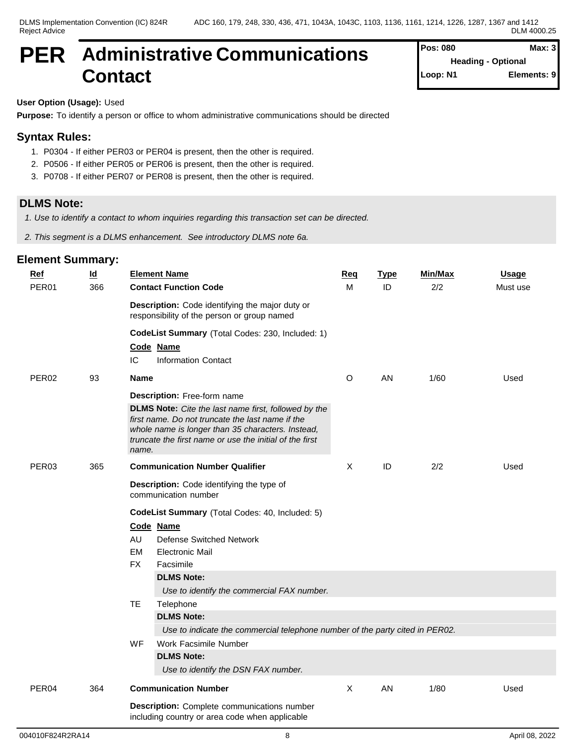# PER Administrative Communications Contact

| Pos: 080 | Max: 3 |
| --- | --- |
| Heading - Optional | |
| Loop: N1 | Elements: 9 |

**User Option (Usage):** Used

**Purpose:** To identify a person or office to whom administrative communications should be directed

## Syntax Rules:

1. P0304 - If either PER03 or PER04 is present, then the other is required.
2. P0506 - If either PER05 or PER06 is present, then the other is required.
3. P0708 - If either PER07 or PER08 is present, then the other is required.

## DLMS Note:

*1. Use to identify a contact to whom inquiries regarding this transaction set can be directed.*

*2. This segment is a DLMS enhancement. See introductory DLMS note 6a.*

## Element Summary:

| Ref | Id | Element Name | Req | Type | Min/Max | Usage |
| --- | --- | --- | --- | --- | --- | --- |
| PER01 | 366 | **Contact Function Code** | M | ID | 2/2 | Must use |
| PER02 | 93 | **Name** | O | AN | 1/60 | Used |
| PER03 | 365 | **Communication Number Qualifier** | X | ID | 2/2 | Used |
| PER04 | 364 | **Communication Number** | X | AN | 1/80 | Used |

### PER01 – Contact Function Code

**Description:** Code identifying the major duty or responsibility of the person or group named

**CodeList Summary** (Total Codes: 230, Included: 1)

| Code | Name |
| --- | --- |
| IC | Information Contact |

### PER02 – Name

**Description:** Free-form name

**DLMS Note:** *Cite the last name first, followed by the first name. Do not truncate the last name if the whole name is longer than 35 characters. Instead, truncate the first name or use the initial of the first name.*

### PER03 – Communication Number Qualifier

**Description:** Code identifying the type of communication number

**CodeList Summary** (Total Codes: 40, Included: 5)

| Code | Name |
| --- | --- |
| AU | Defense Switched Network |
| EM | Electronic Mail |
| FX | Facsimile<br>**DLMS Note:** *Use to identify the commercial FAX number.* |
| TE | Telephone<br>**DLMS Note:** *Use to indicate the commercial telephone number of the party cited in PER02.* |
| WF | Work Facsimile Number<br>**DLMS Note:** *Use to identify the DSN FAX number.* |

### PER04 – Communication Number

**Description:** Complete communications number including country or area code when applicable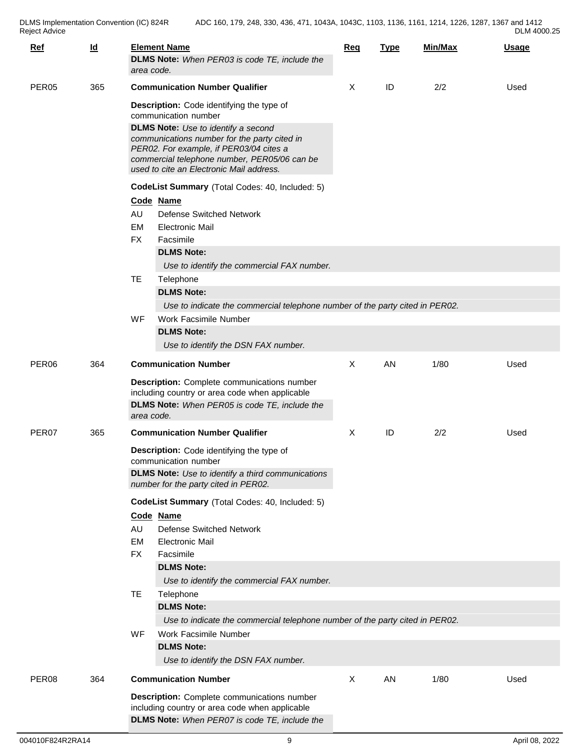| Ref | Id | Element Name | Req | Type | Min/Max | Usage |
|---|---|---|---|---|---|---|
| | | **DLMS Note:** *When PER03 is code TE, include the area code.* | | | | |
| PER05 | 365 | **Communication Number Qualifier** | X | ID | 2/2 | Used |

**Description:** Code identifying the type of communication number

**DLMS Note:** *Use to identify a second communications number for the party cited in PER02. For example, if PER03/04 cites a commercial telephone number, PER05/06 can be used to cite an Electronic Mail address.*

**CodeList Summary** (Total Codes: 40, Included: 5)

| Code | Name |
|---|---|
| AU | Defense Switched Network |
| EM | Electronic Mail |
| FX | Facsimile<br>**DLMS Note:**<br>*Use to identify the commercial FAX number.* |
| TE | Telephone<br>**DLMS Note:**<br>*Use to indicate the commercial telephone number of the party cited in PER02.* |
| WF | Work Facsimile Number<br>**DLMS Note:**<br>*Use to identify the DSN FAX number.* |

| Ref | Id | Element Name | Req | Type | Min/Max | Usage |
|---|---|---|---|---|---|---|
| PER06 | 364 | **Communication Number** | X | AN | 1/80 | Used |

**Description:** Complete communications number including country or area code when applicable

**DLMS Note:** *When PER05 is code TE, include the area code.*

| Ref | Id | Element Name | Req | Type | Min/Max | Usage |
|---|---|---|---|---|---|---|
| PER07 | 365 | **Communication Number Qualifier** | X | ID | 2/2 | Used |

**Description:** Code identifying the type of communication number

**DLMS Note:** *Use to identify a third communications number for the party cited in PER02.*

**CodeList Summary** (Total Codes: 40, Included: 5)

| Code | Name |
|---|---|
| AU | Defense Switched Network |
| EM | Electronic Mail |
| FX | Facsimile<br>**DLMS Note:**<br>*Use to identify the commercial FAX number.* |
| TE | Telephone<br>**DLMS Note:**<br>*Use to indicate the commercial telephone number of the party cited in PER02.* |
| WF | Work Facsimile Number<br>**DLMS Note:**<br>*Use to identify the DSN FAX number.* |

| Ref | Id | Element Name | Req | Type | Min/Max | Usage |
|---|---|---|---|---|---|---|
| PER08 | 364 | **Communication Number** | X | AN | 1/80 | Used |

**Description:** Complete communications number including country or area code when applicable

**DLMS Note:** *When PER07 is code TE, include the*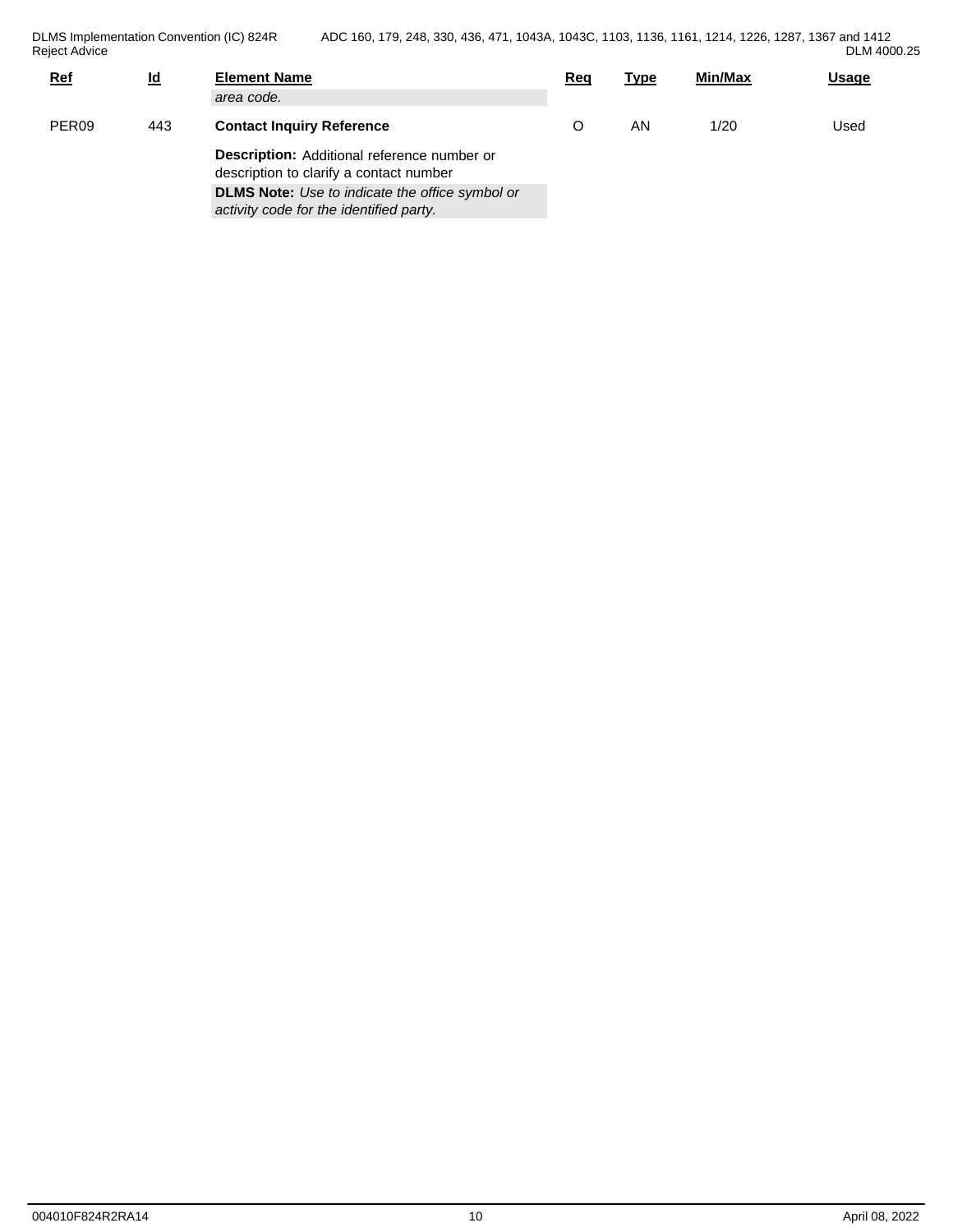| Ref | Id | Element Name | Req | Type | Min/Max | Usage |
|---|---|---|---|---|---|---|
| | | *area code.* | | | | |
| PER09 | 443 | **Contact Inquiry Reference** | O | AN | 1/20 | Used |
| | | **Description:** Additional reference number or description to clarify a contact number<br>**DLMS Note:** *Use to indicate the office symbol or activity code for the identified party.* | | | | |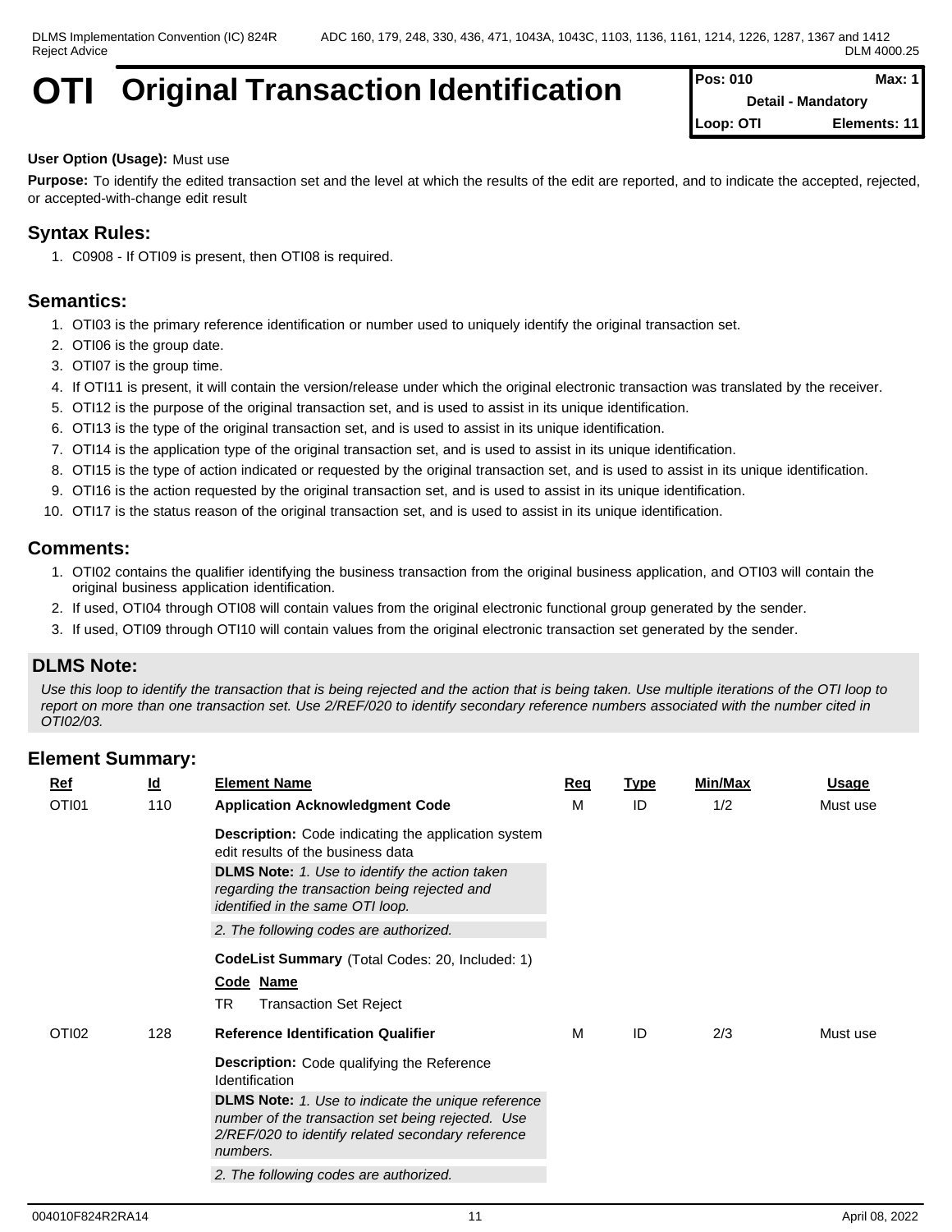# OTI Original Transaction Identification

| Pos: 010 | Max: 1 |
|---|---|
| Detail - Mandatory | |
| Loop: OTI | Elements: 11 |

**User Option (Usage):** Must use

**Purpose:** To identify the edited transaction set and the level at which the results of the edit are reported, and to indicate the accepted, rejected, or accepted-with-change edit result

## Syntax Rules:

1. C0908 - If OTI09 is present, then OTI08 is required.

## Semantics:

1. OTI03 is the primary reference identification or number used to uniquely identify the original transaction set.
2. OTI06 is the group date.
3. OTI07 is the group time.
4. If OTI11 is present, it will contain the version/release under which the original electronic transaction was translated by the receiver.
5. OTI12 is the purpose of the original transaction set, and is used to assist in its unique identification.
6. OTI13 is the type of the original transaction set, and is used to assist in its unique identification.
7. OTI14 is the application type of the original transaction set, and is used to assist in its unique identification.
8. OTI15 is the type of action indicated or requested by the original transaction set, and is used to assist in its unique identification.
9. OTI16 is the action requested by the original transaction set, and is used to assist in its unique identification.
10. OTI17 is the status reason of the original transaction set, and is used to assist in its unique identification.

## Comments:

1. OTI02 contains the qualifier identifying the business transaction from the original business application, and OTI03 will contain the original business application identification.
2. If used, OTI04 through OTI08 will contain values from the original electronic functional group generated by the sender.
3. If used, OTI09 through OTI10 will contain values from the original electronic transaction set generated by the sender.

## DLMS Note:

*Use this loop to identify the transaction that is being rejected and the action that is being taken. Use multiple iterations of the OTI loop to report on more than one transaction set. Use 2/REF/020 to identify secondary reference numbers associated with the number cited in OTI02/03.*

## Element Summary:

| Ref | Id | Element Name | Req | Type | Min/Max | Usage |
|---|---|---|---|---|---|---|
| OTI01 | 110 | **Application Acknowledgment Code** | M | ID | 1/2 | Must use |
| OTI02 | 128 | **Reference Identification Qualifier** | M | ID | 2/3 | Must use |

**OTI01 – Application Acknowledgment Code**

**Description:** Code indicating the application system edit results of the business data

**DLMS Note:** *1. Use to identify the action taken regarding the transaction being rejected and identified in the same OTI loop.*

*2. The following codes are authorized.*

**CodeList Summary** (Total Codes: 20, Included: 1)

| Code | Name |
|---|---|
| TR | Transaction Set Reject |

**OTI02 – Reference Identification Qualifier**

**Description:** Code qualifying the Reference Identification

**DLMS Note:** *1. Use to indicate the unique reference number of the transaction set being rejected. Use 2/REF/020 to identify related secondary reference numbers.*

*2. The following codes are authorized.*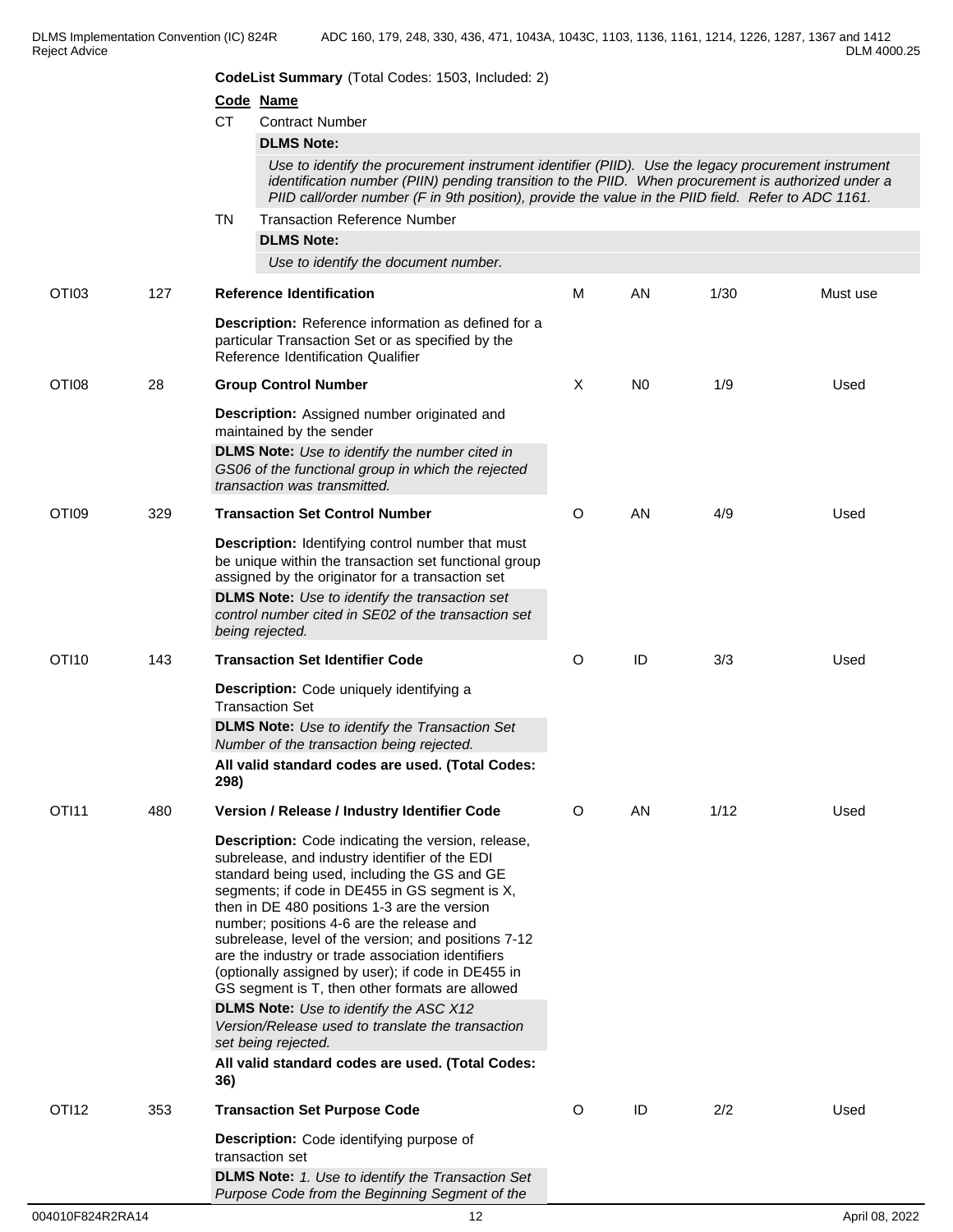**CodeList Summary** (Total Codes: 1503, Included: 2)

| Code | Name |
|---|---|
| CT | Contract Number |
| | **DLMS Note:** |
| | *Use to identify the procurement instrument identifier (PIID). Use the legacy procurement instrument identification number (PIIN) pending transition to the PIID. When procurement is authorized under a PIID call/order number (F in 9th position), provide the value in the PIID field. Refer to ADC 1161.* |
| TN | Transaction Reference Number |
| | **DLMS Note:** |
| | *Use to identify the document number.* |

| Ref | Data Element | Name | Req | Type | Min/Max | Usage |
|---|---|---|---|---|---|---|
| OTI03 | 127 | **Reference Identification** | M | AN | 1/30 | Must use |
| | | **Description:** Reference information as defined for a particular Transaction Set or as specified by the Reference Identification Qualifier | | | | |
| OTI08 | 28 | **Group Control Number** | X | N0 | 1/9 | Used |
| | | **Description:** Assigned number originated and maintained by the sender | | | | |
| | | **DLMS Note:** *Use to identify the number cited in GS06 of the functional group in which the rejected transaction was transmitted.* | | | | |
| OTI09 | 329 | **Transaction Set Control Number** | O | AN | 4/9 | Used |
| | | **Description:** Identifying control number that must be unique within the transaction set functional group assigned by the originator for a transaction set | | | | |
| | | **DLMS Note:** *Use to identify the transaction set control number cited in SE02 of the transaction set being rejected.* | | | | |
| OTI10 | 143 | **Transaction Set Identifier Code** | O | ID | 3/3 | Used |
| | | **Description:** Code uniquely identifying a Transaction Set | | | | |
| | | **DLMS Note:** *Use to identify the Transaction Set Number of the transaction being rejected.* | | | | |
| | | **All valid standard codes are used. (Total Codes: 298)** | | | | |
| OTI11 | 480 | **Version / Release / Industry Identifier Code** | O | AN | 1/12 | Used |
| | | **Description:** Code indicating the version, release, subrelease, and industry identifier of the EDI standard being used, including the GS and GE segments; if code in DE455 in GS segment is X, then in DE 480 positions 1-3 are the version number; positions 4-6 are the release and subrelease, level of the version; and positions 7-12 are the industry or trade association identifiers (optionally assigned by user); if code in DE455 in GS segment is T, then other formats are allowed | | | | |
| | | **DLMS Note:** *Use to identify the ASC X12 Version/Release used to translate the transaction set being rejected.* | | | | |
| | | **All valid standard codes are used. (Total Codes: 36)** | | | | |
| OTI12 | 353 | **Transaction Set Purpose Code** | O | ID | 2/2 | Used |
| | | **Description:** Code identifying purpose of transaction set | | | | |
| | | **DLMS Note:** *1. Use to identify the Transaction Set Purpose Code from the Beginning Segment of the* | | | | |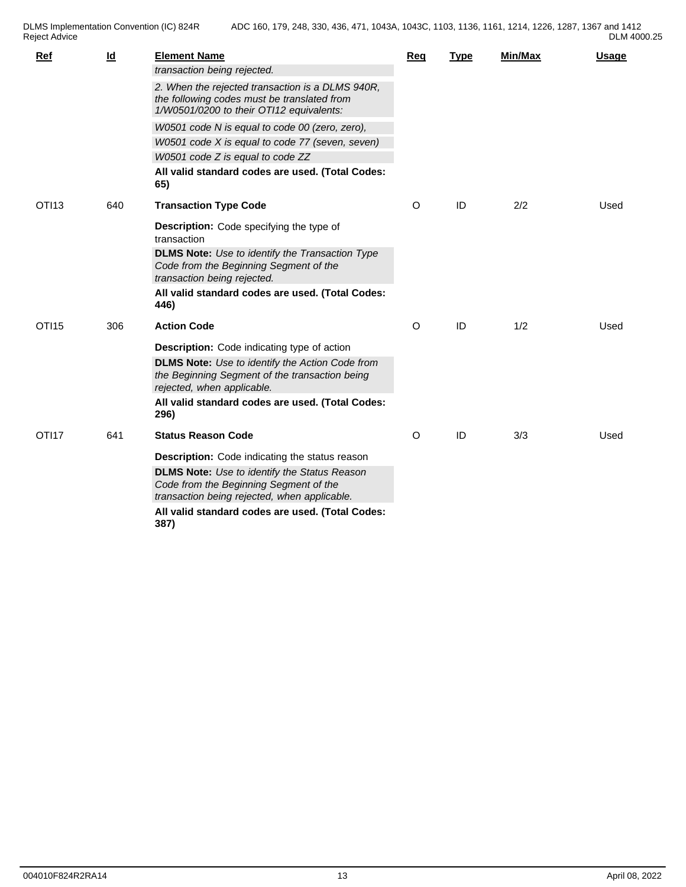| Ref | Id | Element Name | Req | Type | Min/Max | Usage |
|---|---|---|---|---|---|---|
| | | *transaction being rejected.* | | | | |
| | | *2. When the rejected transaction is a DLMS 940R, the following codes must be translated from 1/W0501/0200 to their OTI12 equivalents:* | | | | |
| | | *W0501 code N is equal to code 00 (zero, zero),* | | | | |
| | | *W0501 code X is equal to code 77 (seven, seven)* | | | | |
| | | *W0501 code Z is equal to code ZZ* | | | | |
| | | **All valid standard codes are used. (Total Codes: 65)** | | | | |
| OTI13 | 640 | **Transaction Type Code** | O | ID | 2/2 | Used |
| | | **Description:** Code specifying the type of transaction | | | | |
| | | **DLMS Note:** *Use to identify the Transaction Type Code from the Beginning Segment of the transaction being rejected.* | | | | |
| | | **All valid standard codes are used. (Total Codes: 446)** | | | | |
| OTI15 | 306 | **Action Code** | O | ID | 1/2 | Used |
| | | **Description:** Code indicating type of action | | | | |
| | | **DLMS Note:** *Use to identify the Action Code from the Beginning Segment of the transaction being rejected, when applicable.* | | | | |
| | | **All valid standard codes are used. (Total Codes: 296)** | | | | |
| OTI17 | 641 | **Status Reason Code** | O | ID | 3/3 | Used |
| | | **Description:** Code indicating the status reason | | | | |
| | | **DLMS Note:** *Use to identify the Status Reason Code from the Beginning Segment of the transaction being rejected, when applicable.* | | | | |
| | | **All valid standard codes are used. (Total Codes: 387)** | | | | |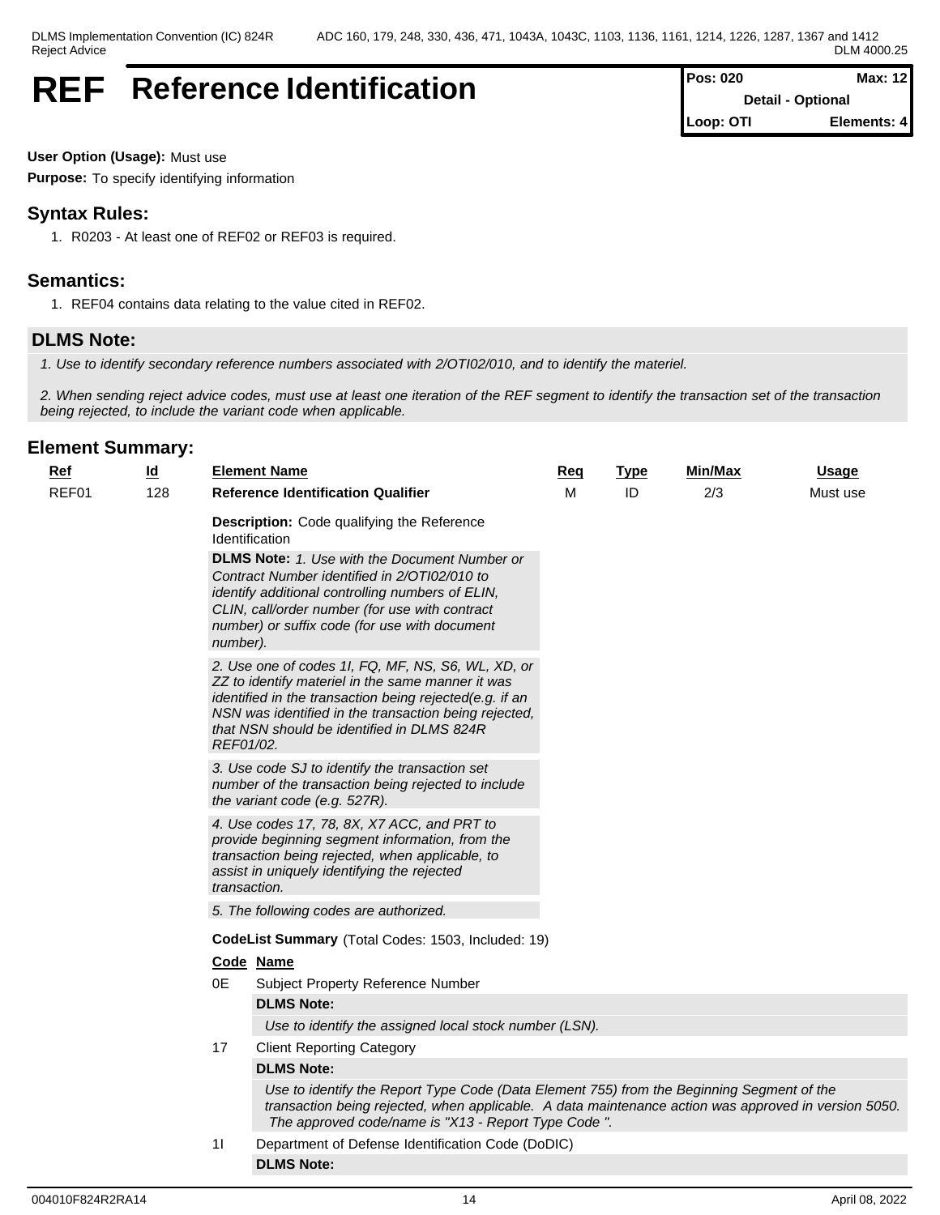# REF Reference Identification

| Pos: 020 | Max: 12 |
| --- | --- |
| Detail - Optional | |
| Loop: OTI | Elements: 4 |

**User Option (Usage):** Must use

**Purpose:** To specify identifying information

## Syntax Rules:

1. R0203 - At least one of REF02 or REF03 is required.

## Semantics:

1. REF04 contains data relating to the value cited in REF02.

## DLMS Note:

*1. Use to identify secondary reference numbers associated with 2/OTI02/010, and to identify the materiel.*

*2. When sending reject advice codes, must use at least one iteration of the REF segment to identify the transaction set of the transaction being rejected, to include the variant code when applicable.*

## Element Summary:

| Ref | Id | Element Name | Req | Type | Min/Max | Usage |
| --- | --- | --- | --- | --- | --- | --- |
| REF01 | 128 | **Reference Identification Qualifier** | M | ID | 2/3 | Must use |

**Description:** Code qualifying the Reference Identification

**DLMS Note:** *1. Use with the Document Number or Contract Number identified in 2/OTI02/010 to identify additional controlling numbers of ELIN, CLIN, call/order number (for use with contract number) or suffix code (for use with document number).*

*2. Use one of codes 1I, FQ, MF, NS, S6, WL, XD, or ZZ to identify materiel in the same manner it was identified in the transaction being rejected(e.g. if an NSN was identified in the transaction being rejected, that NSN should be identified in DLMS 824R REF01/02.*

*3. Use code SJ to identify the transaction set number of the transaction being rejected to include the variant code (e.g. 527R).*

*4. Use codes 17, 78, 8X, X7 ACC, and PRT to provide beginning segment information, from the transaction being rejected, when applicable, to assist in uniquely identifying the rejected transaction.*

*5. The following codes are authorized.*

**CodeList Summary** (Total Codes: 1503, Included: 19)

| Code | Name |
| --- | --- |
| 0E | Subject Property Reference Number |
| | **DLMS Note:** *Use to identify the assigned local stock number (LSN).* |
| 17 | Client Reporting Category |
| | **DLMS Note:** *Use to identify the Report Type Code (Data Element 755) from the Beginning Segment of the transaction being rejected, when applicable. A data maintenance action was approved in version 5050. The approved code/name is "X13 - Report Type Code ".* |
| 1I | Department of Defense Identification Code (DoDIC) |
| | **DLMS Note:** |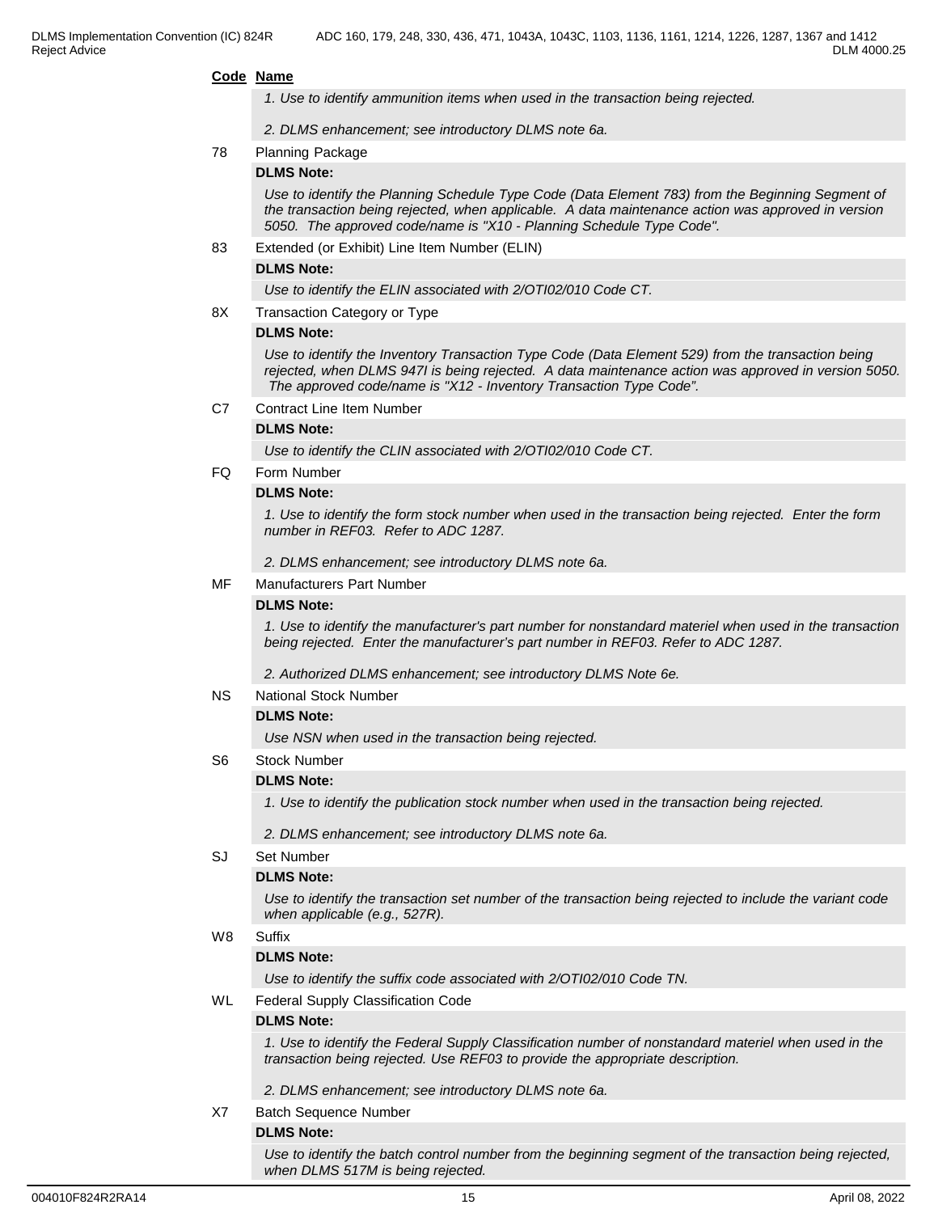**Code Name**

*1. Use to identify ammunition items when used in the transaction being rejected.*

*2. DLMS enhancement; see introductory DLMS note 6a.*

78 Planning Package

**DLMS Note:**

*Use to identify the Planning Schedule Type Code (Data Element 783) from the Beginning Segment of the transaction being rejected, when applicable. A data maintenance action was approved in version 5050. The approved code/name is "X10 - Planning Schedule Type Code".*

83 Extended (or Exhibit) Line Item Number (ELIN)

**DLMS Note:**

*Use to identify the ELIN associated with 2/OTI02/010 Code CT.*

8X Transaction Category or Type

**DLMS Note:**

*Use to identify the Inventory Transaction Type Code (Data Element 529) from the transaction being rejected, when DLMS 947I is being rejected. A data maintenance action was approved in version 5050. The approved code/name is "X12 - Inventory Transaction Type Code".*

C7 Contract Line Item Number

**DLMS Note:**

*Use to identify the CLIN associated with 2/OTI02/010 Code CT.*

FQ Form Number

**DLMS Note:**

*1. Use to identify the form stock number when used in the transaction being rejected. Enter the form number in REF03. Refer to ADC 1287.*

*2. DLMS enhancement; see introductory DLMS note 6a.*

MF Manufacturers Part Number

**DLMS Note:**

*1. Use to identify the manufacturer's part number for nonstandard materiel when used in the transaction being rejected. Enter the manufacturer's part number in REF03. Refer to ADC 1287.*

*2. Authorized DLMS enhancement; see introductory DLMS Note 6e.*

NS National Stock Number

**DLMS Note:**

*Use NSN when used in the transaction being rejected.*

S6 Stock Number

**DLMS Note:**

*1. Use to identify the publication stock number when used in the transaction being rejected.*

*2. DLMS enhancement; see introductory DLMS note 6a.*

SJ Set Number

**DLMS Note:**

*Use to identify the transaction set number of the transaction being rejected to include the variant code when applicable (e.g., 527R).*

W8 Suffix

**DLMS Note:**

*Use to identify the suffix code associated with 2/OTI02/010 Code TN.*

WL Federal Supply Classification Code

**DLMS Note:**

*1. Use to identify the Federal Supply Classification number of nonstandard materiel when used in the transaction being rejected. Use REF03 to provide the appropriate description.*

*2. DLMS enhancement; see introductory DLMS note 6a.*

X7 Batch Sequence Number

**DLMS Note:**

*Use to identify the batch control number from the beginning segment of the transaction being rejected, when DLMS 517M is being rejected.*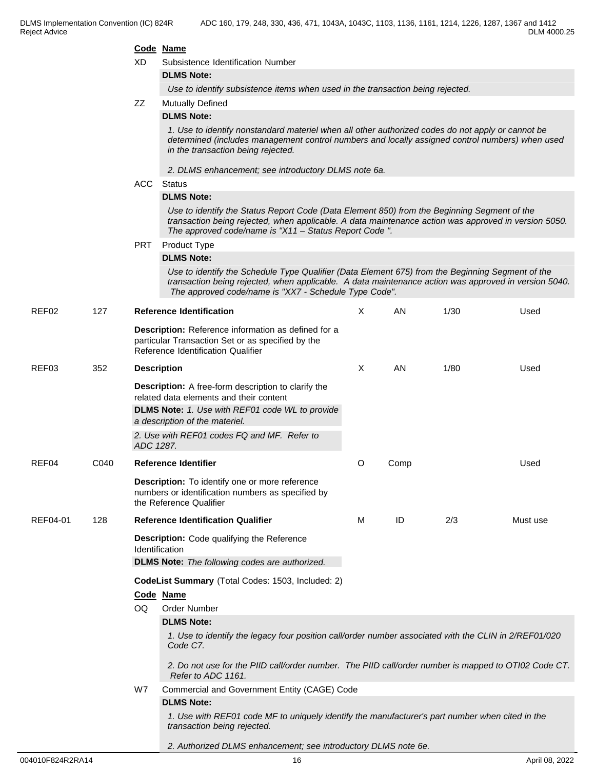**Code Name**

XD Subsistence Identification Number

**DLMS Note:**

*Use to identify subsistence items when used in the transaction being rejected.*

ZZ Mutually Defined

**DLMS Note:**

*1. Use to identify nonstandard materiel when all other authorized codes do not apply or cannot be determined (includes management control numbers and locally assigned control numbers) when used in the transaction being rejected.*

*2. DLMS enhancement; see introductory DLMS note 6a.*

ACC Status

**DLMS Note:**

*Use to identify the Status Report Code (Data Element 850) from the Beginning Segment of the transaction being rejected, when applicable. A data maintenance action was approved in version 5050. The approved code/name is "X11 – Status Report Code ".*

PRT Product Type

**DLMS Note:**

*Use to identify the Schedule Type Qualifier (Data Element 675) from the Beginning Segment of the transaction being rejected, when applicable. A data maintenance action was approved in version 5040. The approved code/name is "XX7 - Schedule Type Code".*

| | | | | | | |
|---|---|---|---|---|---|---|
| REF02 | 127 | **Reference Identification** | X | AN | 1/30 | Used |

**Description:** Reference information as defined for a particular Transaction Set or as specified by the Reference Identification Qualifier

| | | | | | | |
|---|---|---|---|---|---|---|
| REF03 | 352 | **Description** | X | AN | 1/80 | Used |

**Description:** A free-form description to clarify the related data elements and their content

**DLMS Note:** *1. Use with REF01 code WL to provide a description of the materiel.*

*2. Use with REF01 codes FQ and MF. Refer to ADC 1287.*

| | | | | | | |
|---|---|---|---|---|---|---|
| REF04 | C040 | **Reference Identifier** | O | Comp | | Used |

**Description:** To identify one or more reference numbers or identification numbers as specified by the Reference Qualifier

| | | | | | | |
|---|---|---|---|---|---|---|
| REF04-01 | 128 | **Reference Identification Qualifier** | M | ID | 2/3 | Must use |

**Description:** Code qualifying the Reference Identification

**DLMS Note:** *The following codes are authorized.*

**CodeList Summary** (Total Codes: 1503, Included: 2)

**Code Name**

OQ Order Number

**DLMS Note:**

*1. Use to identify the legacy four position call/order number associated with the CLIN in 2/REF01/020 Code C7.*

*2. Do not use for the PIID call/order number. The PIID call/order number is mapped to OTI02 Code CT. Refer to ADC 1161.*

W7 Commercial and Government Entity (CAGE) Code

**DLMS Note:**

*1. Use with REF01 code MF to uniquely identify the manufacturer's part number when cited in the transaction being rejected.*

*2. Authorized DLMS enhancement; see introductory DLMS note 6e.*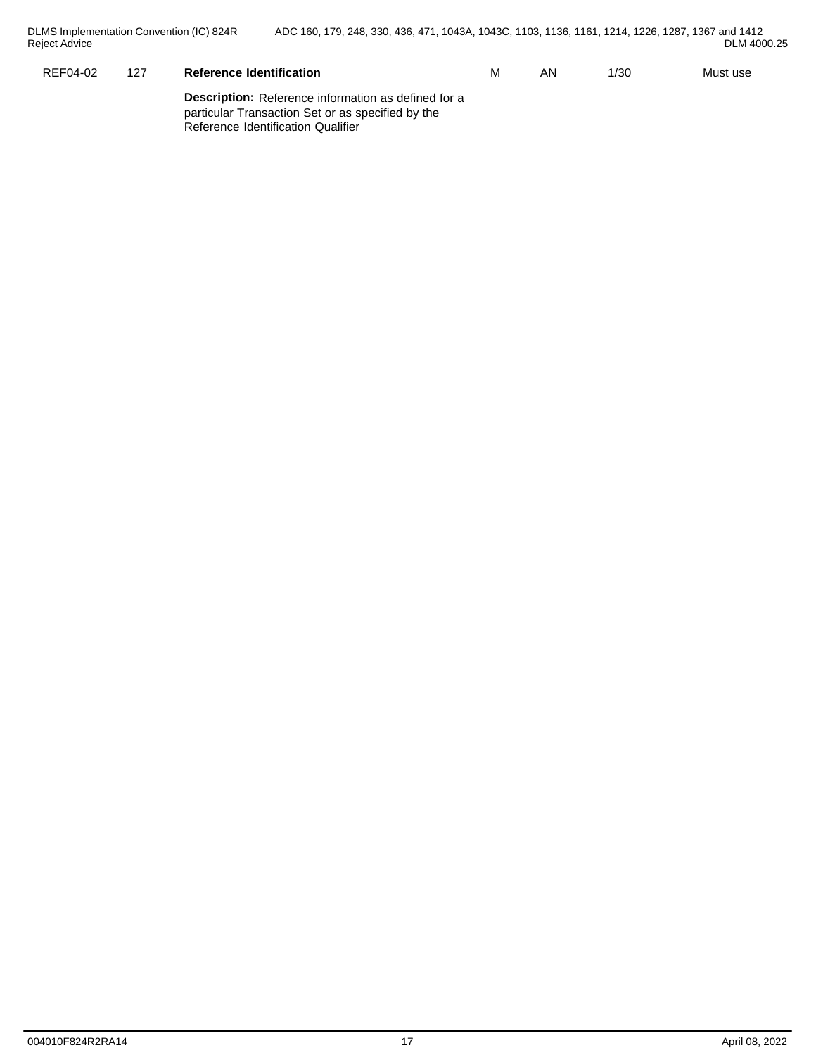| REF04-02 | 127 | **Reference Identification** | M | AN | 1/30 | Must use |
|---|---|---|---|---|---|---|
| | | **Description:** Reference information as defined for a particular Transaction Set or as specified by the Reference Identification Qualifier | | | | |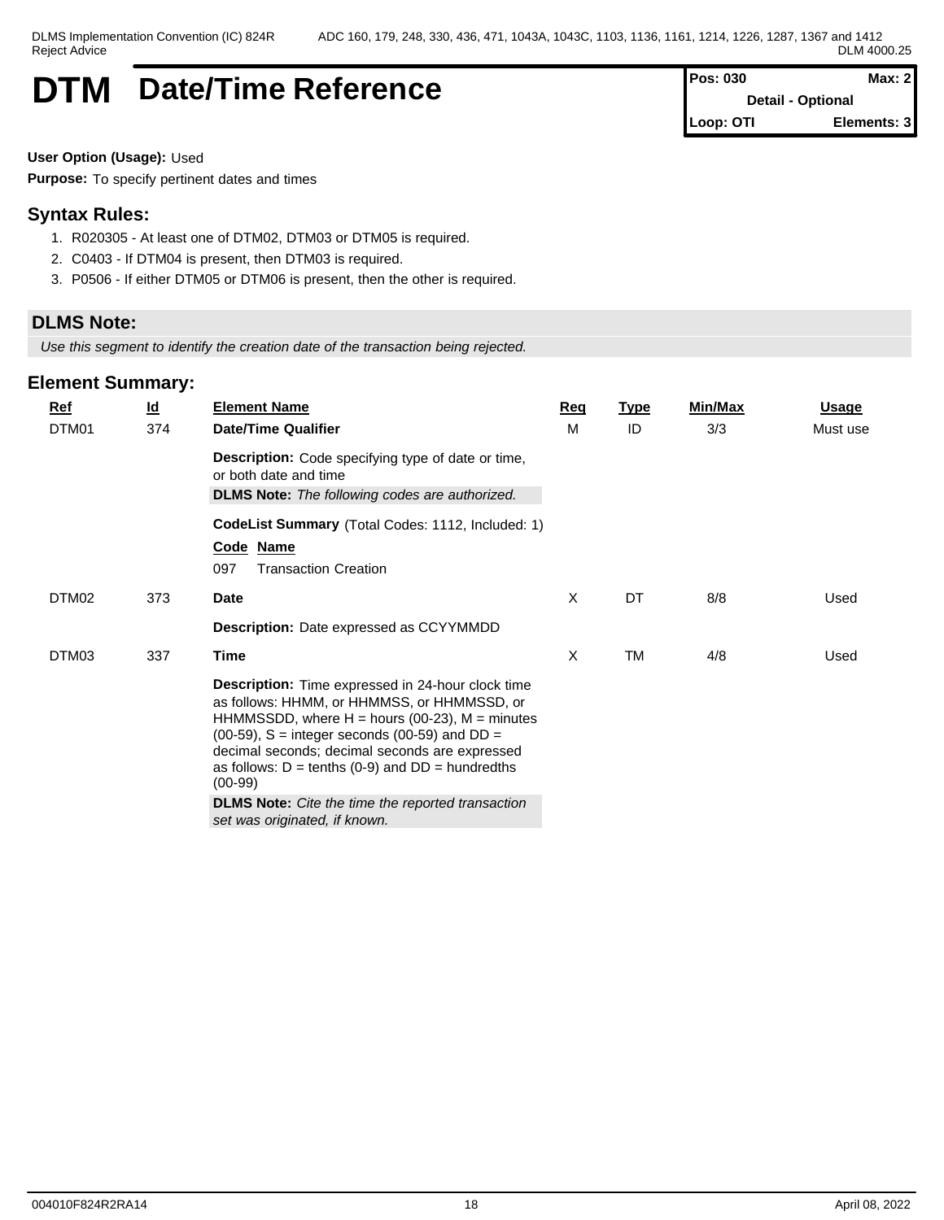# DTM Date/Time Reference

| Pos: 030 | Max: 2 |
| --- | --- |
| Detail - Optional | |
| Loop: OTI | Elements: 3 |

**User Option (Usage):** Used

**Purpose:** To specify pertinent dates and times

## Syntax Rules:

1. R020305 - At least one of DTM02, DTM03 or DTM05 is required.
2. C0403 - If DTM04 is present, then DTM03 is required.
3. P0506 - If either DTM05 or DTM06 is present, then the other is required.

## DLMS Note:

*Use this segment to identify the creation date of the transaction being rejected.*

## Element Summary:

| Ref | Id | Element Name | Req | Type | Min/Max | Usage |
| --- | --- | --- | --- | --- | --- | --- |
| DTM01 | 374 | **Date/Time Qualifier** | M | ID | 3/3 | Must use |
| | | **Description:** Code specifying type of date or time, or both date and time<br>**DLMS Note:** *The following codes are authorized.*<br>**CodeList Summary** (Total Codes: 1112, Included: 1)<br>**Code Name**<br>097 Transaction Creation | | | | |
| DTM02 | 373 | **Date** | X | DT | 8/8 | Used |
| | | **Description:** Date expressed as CCYYMMDD | | | | |
| DTM03 | 337 | **Time** | X | TM | 4/8 | Used |
| | | **Description:** Time expressed in 24-hour clock time as follows: HHMM, or HHMMSS, or HHMMSSD, or HHMMSSDD, where H = hours (00-23), M = minutes (00-59), S = integer seconds (00-59) and DD = decimal seconds; decimal seconds are expressed as follows: D = tenths (0-9) and DD = hundredths (00-99)<br>**DLMS Note:** *Cite the time the reported transaction set was originated, if known.* | | | | |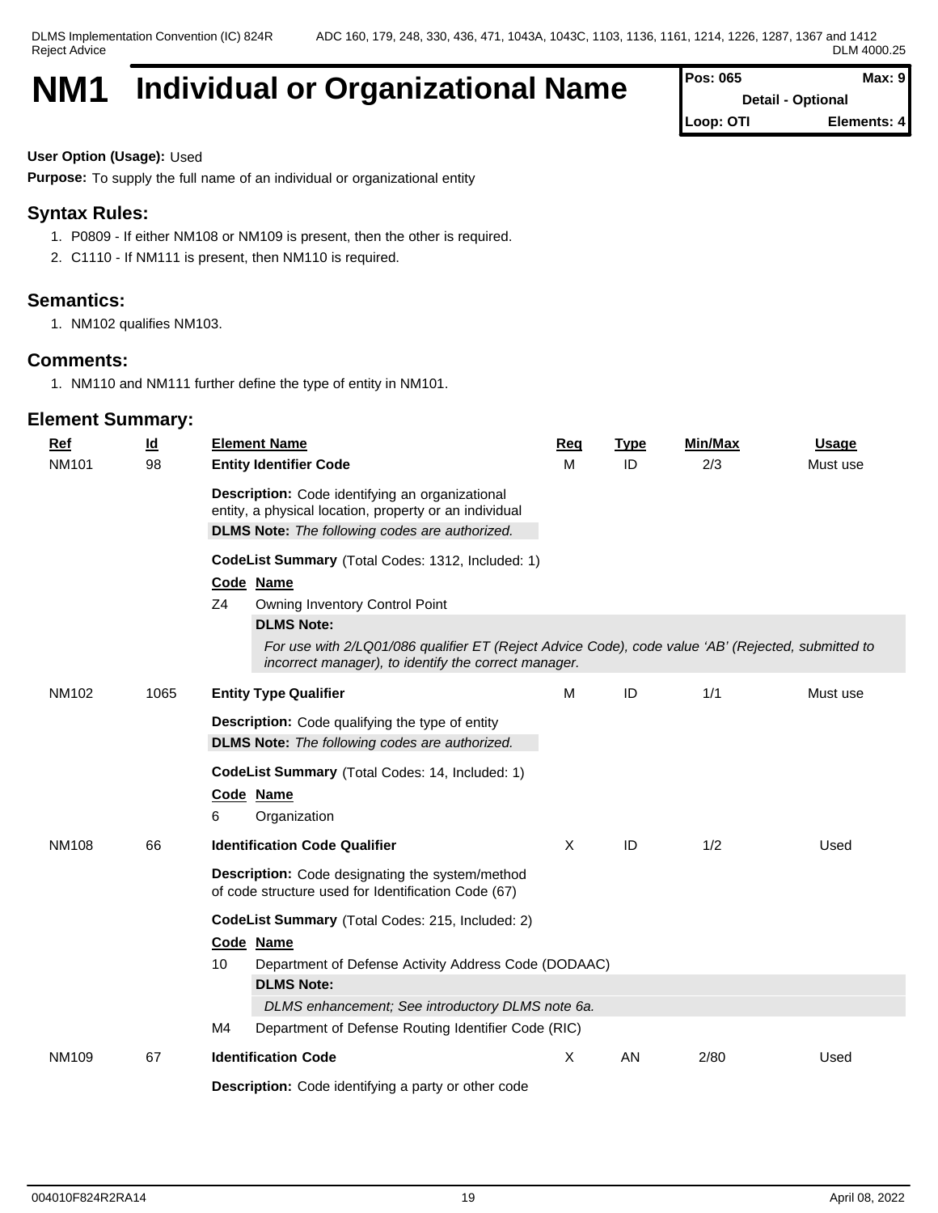# NM1 Individual or Organizational Name

| Pos: 065 | Max: 9 |
|---|---|
| Detail - Optional | |
| Loop: OTI | Elements: 4 |

**User Option (Usage):** Used

**Purpose:** To supply the full name of an individual or organizational entity

## Syntax Rules:

1. P0809 - If either NM108 or NM109 is present, then the other is required.
2. C1110 - If NM111 is present, then NM110 is required.

## Semantics:

1. NM102 qualifies NM103.

## Comments:

1. NM110 and NM111 further define the type of entity in NM101.

## Element Summary:

| Ref | Id | Element Name | Req | Type | Min/Max | Usage |
|---|---|---|---|---|---|---|
| NM101 | 98 | **Entity Identifier Code** | M | ID | 2/3 | Must use |
| NM102 | 1065 | **Entity Type Qualifier** | M | ID | 1/1 | Must use |
| NM108 | 66 | **Identification Code Qualifier** | X | ID | 1/2 | Used |
| NM109 | 67 | **Identification Code** | X | AN | 2/80 | Used |

**NM101 — Entity Identifier Code**

**Description:** Code identifying an organizational entity, a physical location, property or an individual

**DLMS Note:** *The following codes are authorized.*

**CodeList Summary** (Total Codes: 1312, Included: 1)

| Code | Name |
|---|---|
| Z4 | Owning Inventory Control Point |

**DLMS Note:**

*For use with 2/LQ01/086 qualifier ET (Reject Advice Code), code value 'AB' (Rejected, submitted to incorrect manager), to identify the correct manager.*

**NM102 — Entity Type Qualifier**

**Description:** Code qualifying the type of entity

**DLMS Note:** *The following codes are authorized.*

**CodeList Summary** (Total Codes: 14, Included: 1)

| Code | Name |
|---|---|
| 6 | Organization |

**NM108 — Identification Code Qualifier**

**Description:** Code designating the system/method of code structure used for Identification Code (67)

**CodeList Summary** (Total Codes: 215, Included: 2)

| Code | Name |
|---|---|
| 10 | Department of Defense Activity Address Code (DODAAC) |
| M4 | Department of Defense Routing Identifier Code (RIC) |

Code 10 — **DLMS Note:**

*DLMS enhancement; See introductory DLMS note 6a.*

**NM109 — Identification Code**

**Description:** Code identifying a party or other code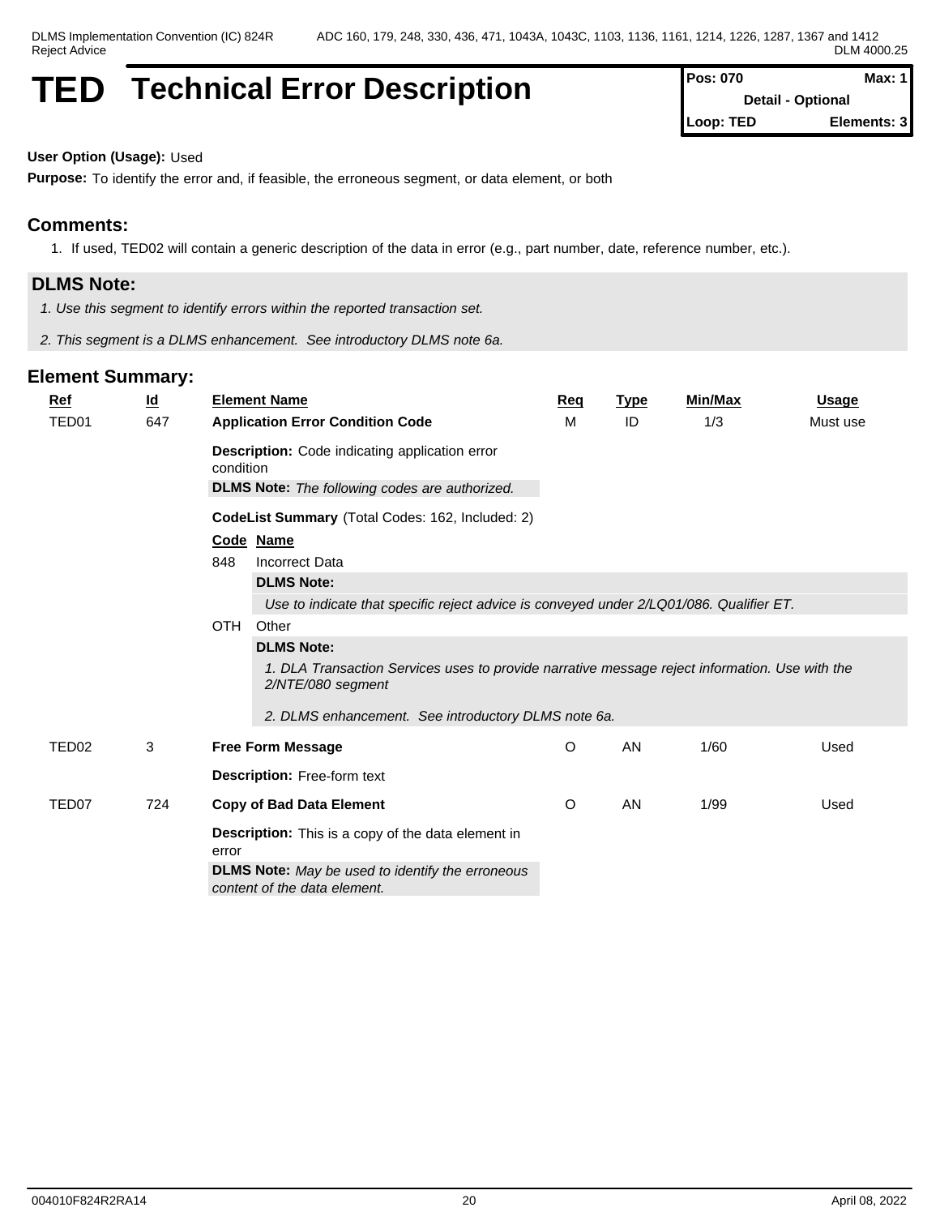# TED Technical Error Description

**Pos: 070** **Max: 1**
**Detail - Optional**
**Loop: TED** **Elements: 3**

**User Option (Usage):** Used

**Purpose:** To identify the error and, if feasible, the erroneous segment, or data element, or both

## Comments:

1. If used, TED02 will contain a generic description of the data in error (e.g., part number, date, reference number, etc.).

## DLMS Note:

*1. Use this segment to identify errors within the reported transaction set.*

*2. This segment is a DLMS enhancement. See introductory DLMS note 6a.*

## Element Summary:

| Ref | Id | Element Name | Req | Type | Min/Max | Usage |
|---|---|---|---|---|---|---|
| TED01 | 647 | **Application Error Condition Code** | M | ID | 1/3 | Must use |

**Description:** Code indicating application error condition

**DLMS Note:** *The following codes are authorized.*

**CodeList Summary** (Total Codes: 162, Included: 2)

| Code | Name |
|---|---|
| 848 | Incorrect Data |
| OTH | Other |

- **848 — DLMS Note:** *Use to indicate that specific reject advice is conveyed under 2/LQ01/086. Qualifier ET.*
- **OTH — DLMS Note:**
  *1. DLA Transaction Services uses to provide narrative message reject information. Use with the 2/NTE/080 segment*
  *2. DLMS enhancement. See introductory DLMS note 6a.*

| Ref | Id | Element Name | Req | Type | Min/Max | Usage |
|---|---|---|---|---|---|---|
| TED02 | 3 | **Free Form Message** | O | AN | 1/60 | Used |

**Description:** Free-form text

| Ref | Id | Element Name | Req | Type | Min/Max | Usage |
|---|---|---|---|---|---|---|
| TED07 | 724 | **Copy of Bad Data Element** | O | AN | 1/99 | Used |

**Description:** This is a copy of the data element in error

**DLMS Note:** *May be used to identify the erroneous content of the data element.*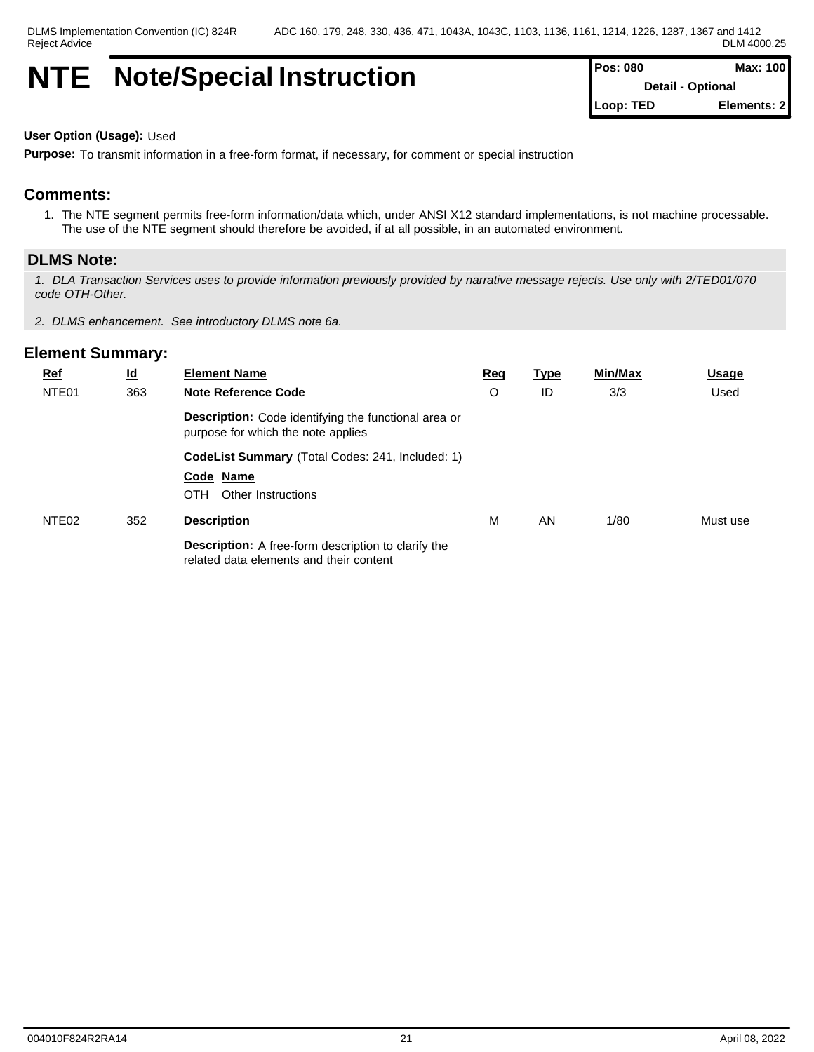# NTE Note/Special Instruction

| Pos: 080 | Max: 100 |
|---|---|
| Detail - Optional | |
| Loop: TED | Elements: 2 |

**User Option (Usage):** Used

**Purpose:** To transmit information in a free-form format, if necessary, for comment or special instruction

## Comments:

1. The NTE segment permits free-form information/data which, under ANSI X12 standard implementations, is not machine processable. The use of the NTE segment should therefore be avoided, if at all possible, in an automated environment.

## DLMS Note:

*1. DLA Transaction Services uses to provide information previously provided by narrative message rejects. Use only with 2/TED01/070 code OTH-Other.*

*2. DLMS enhancement. See introductory DLMS note 6a.*

## Element Summary:

| Ref | Id | Element Name | Req | Type | Min/Max | Usage |
|---|---|---|---|---|---|---|
| NTE01 | 363 | **Note Reference Code**<br>**Description:** Code identifying the functional area or purpose for which the note applies<br>**CodeList Summary** (Total Codes: 241, Included: 1)<br>**Code Name**<br>OTH Other Instructions | O | ID | 3/3 | Used |
| NTE02 | 352 | **Description**<br>**Description:** A free-form description to clarify the related data elements and their content | M | AN | 1/80 | Must use |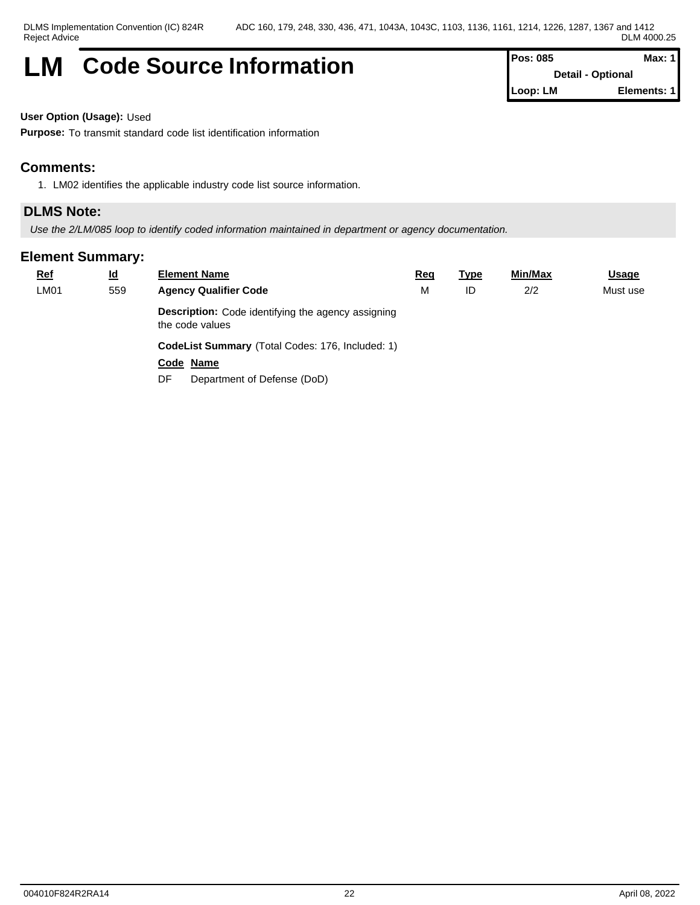# LM Code Source Information

| Pos: 085 | Max: 1 |
| --- | --- |
| Detail - Optional | |
| Loop: LM | Elements: 1 |

**User Option (Usage):** Used

**Purpose:** To transmit standard code list identification information

## Comments:

1. LM02 identifies the applicable industry code list source information.

## DLMS Note:

*Use the 2/LM/085 loop to identify coded information maintained in department or agency documentation.*

## Element Summary:

| Ref | Id | Element Name | Req | Type | Min/Max | Usage |
| --- | --- | --- | --- | --- | --- | --- |
| LM01 | 559 | **Agency Qualifier Code** | M | ID | 2/2 | Must use |

**Description:** Code identifying the agency assigning the code values

**CodeList Summary** (Total Codes: 176, Included: 1)

| Code | Name |
| --- | --- |
| DF | Department of Defense (DoD) |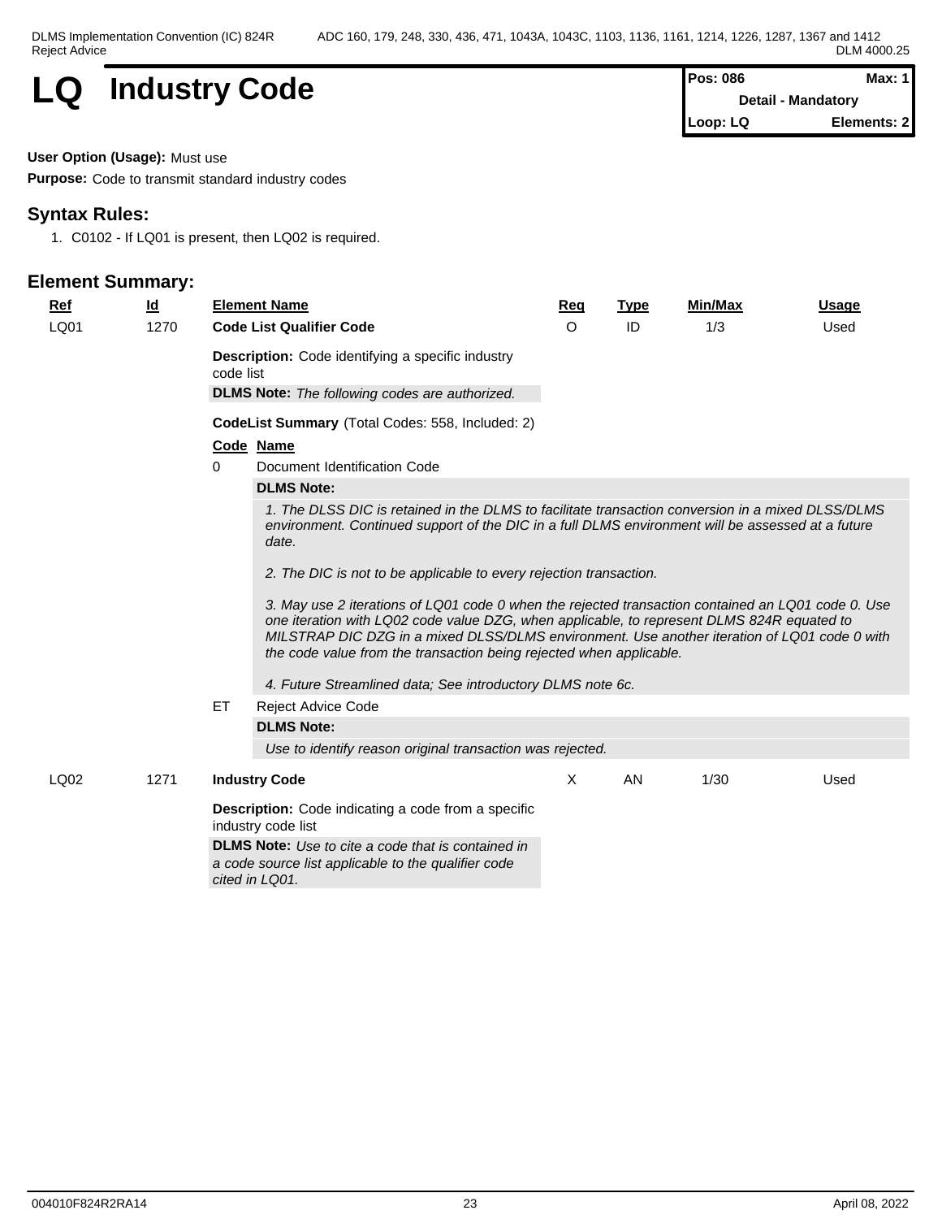# LQ Industry Code

| Pos: 086 | Max: 1 |
| --- | --- |
| Detail - Mandatory | |
| Loop: LQ | Elements: 2 |

**User Option (Usage):** Must use

**Purpose:** Code to transmit standard industry codes

## Syntax Rules:

1. C0102 - If LQ01 is present, then LQ02 is required.

## Element Summary:

| Ref | Id | Element Name | Req | Type | Min/Max | Usage |
| --- | --- | --- | --- | --- | --- | --- |
| LQ01 | 1270 | **Code List Qualifier Code** | O | ID | 1/3 | Used |

**Description:** Code identifying a specific industry code list

**DLMS Note:** *The following codes are authorized.*

**CodeList Summary** (Total Codes: 558, Included: 2)

| Code | Name |
| --- | --- |
| 0 | Document Identification Code |

**DLMS Note:**

*1. The DLSS DIC is retained in the DLMS to facilitate transaction conversion in a mixed DLSS/DLMS environment. Continued support of the DIC in a full DLMS environment will be assessed at a future date.*

*2. The DIC is not to be applicable to every rejection transaction.*

*3. May use 2 iterations of LQ01 code 0 when the rejected transaction contained an LQ01 code 0. Use one iteration with LQ02 code value DZG, when applicable, to represent DLMS 824R equated to MILSTRAP DIC DZG in a mixed DLSS/DLMS environment. Use another iteration of LQ01 code 0 with the code value from the transaction being rejected when applicable.*

*4. Future Streamlined data; See introductory DLMS note 6c.*

| Code | Name |
| --- | --- |
| ET | Reject Advice Code |

**DLMS Note:**

*Use to identify reason original transaction was rejected.*

| Ref | Id | Element Name | Req | Type | Min/Max | Usage |
| --- | --- | --- | --- | --- | --- | --- |
| LQ02 | 1271 | **Industry Code** | X | AN | 1/30 | Used |

**Description:** Code indicating a code from a specific industry code list

**DLMS Note:** *Use to cite a code that is contained in a code source list applicable to the qualifier code cited in LQ01.*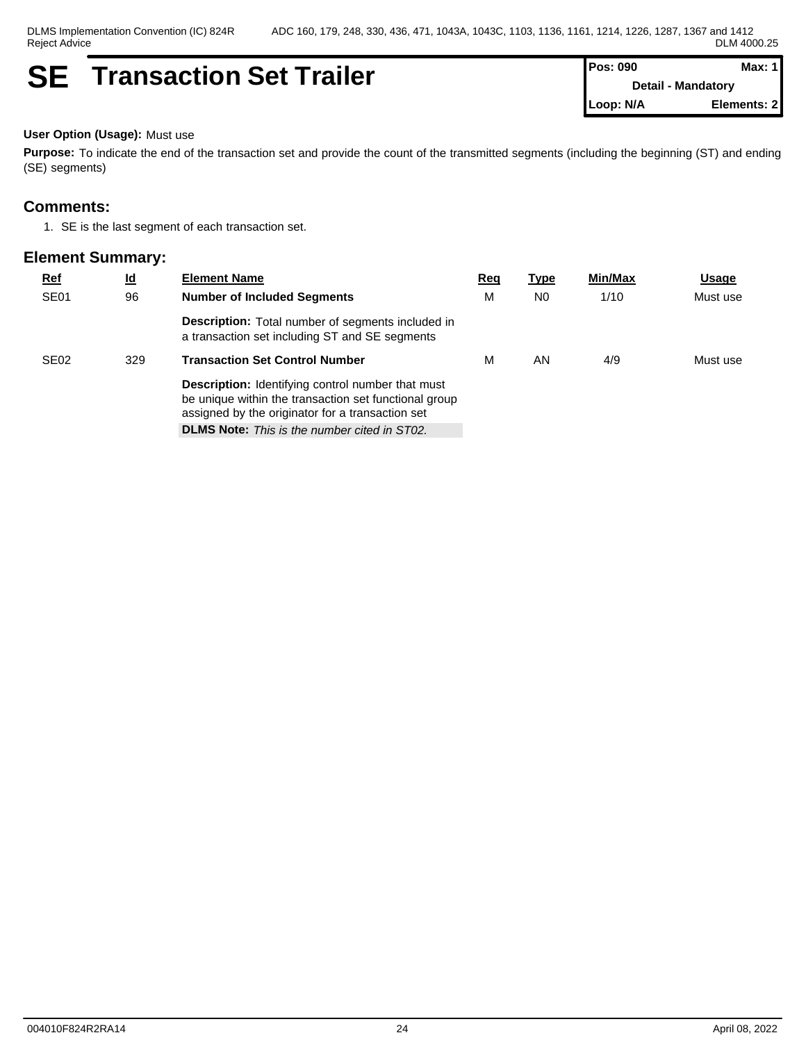# SE Transaction Set Trailer

| | |
|---|---|
| **Pos: 090** | **Max: 1** |
| **Detail - Mandatory** | |
| **Loop: N/A** | **Elements: 2** |

**User Option (Usage):** Must use

**Purpose:** To indicate the end of the transaction set and provide the count of the transmitted segments (including the beginning (ST) and ending (SE) segments)

## Comments:

1. SE is the last segment of each transaction set.

## Element Summary:

| Ref | Id | Element Name | Req | Type | Min/Max | Usage |
|---|---|---|---|---|---|---|
| SE01 | 96 | **Number of Included Segments** | M | N0 | 1/10 | Must use |
| | | **Description:** Total number of segments included in a transaction set including ST and SE segments | | | | |
| SE02 | 329 | **Transaction Set Control Number** | M | AN | 4/9 | Must use |
| | | **Description:** Identifying control number that must be unique within the transaction set functional group assigned by the originator for a transaction set | | | | |
| | | **DLMS Note:** *This is the number cited in ST02.* | | | | |